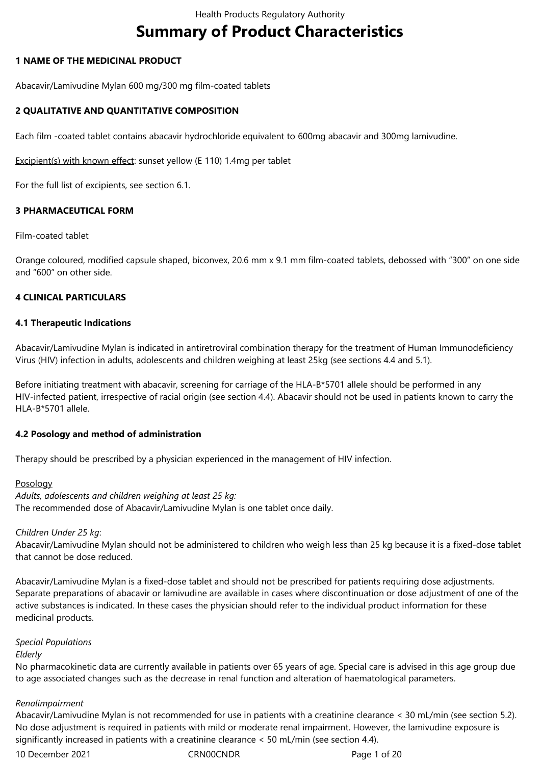# Summary of Product Characteristics

## 1 NAME OF THE MEDICINAL PRODUCT

Abacavir/Lamivudine Mylan 600 mg/300 mg film-coated tablets

## 2 QUALITATIVE AND QUANTITATIVE COMPOSITION

Each film -coated tablet contains abacavir hydrochloride equivalent to 600mg abacavir and 300mg lamivudine.

Excipient(s) with known effect: sunset yellow (E 110) 1.4mg per tablet

For the full list of excipients, see section 6.1.

## 3 PHARMACEUTICAL FORM

Film-coated tablet

Orange coloured, modified capsule shaped, biconvex, 20.6 mm x 9.1 mm film-coated tablets, debossed with "300" on one side and "600" on other side.

## 4 CLINICAL PARTICULARS

### 4.1 Therapeutic Indications

Abacavir/Lamivudine Mylan is indicated in antiretroviral combination therapy for the treatment of Human Immunodeficiency Virus (HIV) infection in adults, adolescents and children weighing at least 25kg (see sections 4.4 and 5.1).

Before initiating treatment with abacavir, screening for carriage of the HLA-B*5701 allele should be performed in any HIV-infected patient, irrespective of racial origin (see section 4.4). Abacavir should not be used in patients known to carry the HLA-B*5701 allele.

### 4.2 Posology and method of administration

Therapy should be prescribed by a physician experienced in the management of HIV infection.

Posology

*Adults, adolescents and children weighing at least 25 kg:*
The recommended dose of Abacavir/Lamivudine Mylan is one tablet once daily.

*Children Under 25 kg*:
Abacavir/Lamivudine Mylan should not be administered to children who weigh less than 25 kg because it is a fixed-dose tablet that cannot be dose reduced.

Abacavir/Lamivudine Mylan is a fixed-dose tablet and should not be prescribed for patients requiring dose adjustments. Separate preparations of abacavir or lamivudine are available in cases where discontinuation or dose adjustment of one of the active substances is indicated. In these cases the physician should refer to the individual product information for these medicinal products.

*Special Populations*

*Elderly*
No pharmacokinetic data are currently available in patients over 65 years of age. Special care is advised in this age group due to age associated changes such as the decrease in renal function and alteration of haematological parameters.

*Renalimpairment*
Abacavir/Lamivudine Mylan is not recommended for use in patients with a creatinine clearance < 30 mL/min (see section 5.2). No dose adjustment is required in patients with mild or moderate renal impairment. However, the lamivudine exposure is significantly increased in patients with a creatinine clearance < 50 mL/min (see section 4.4).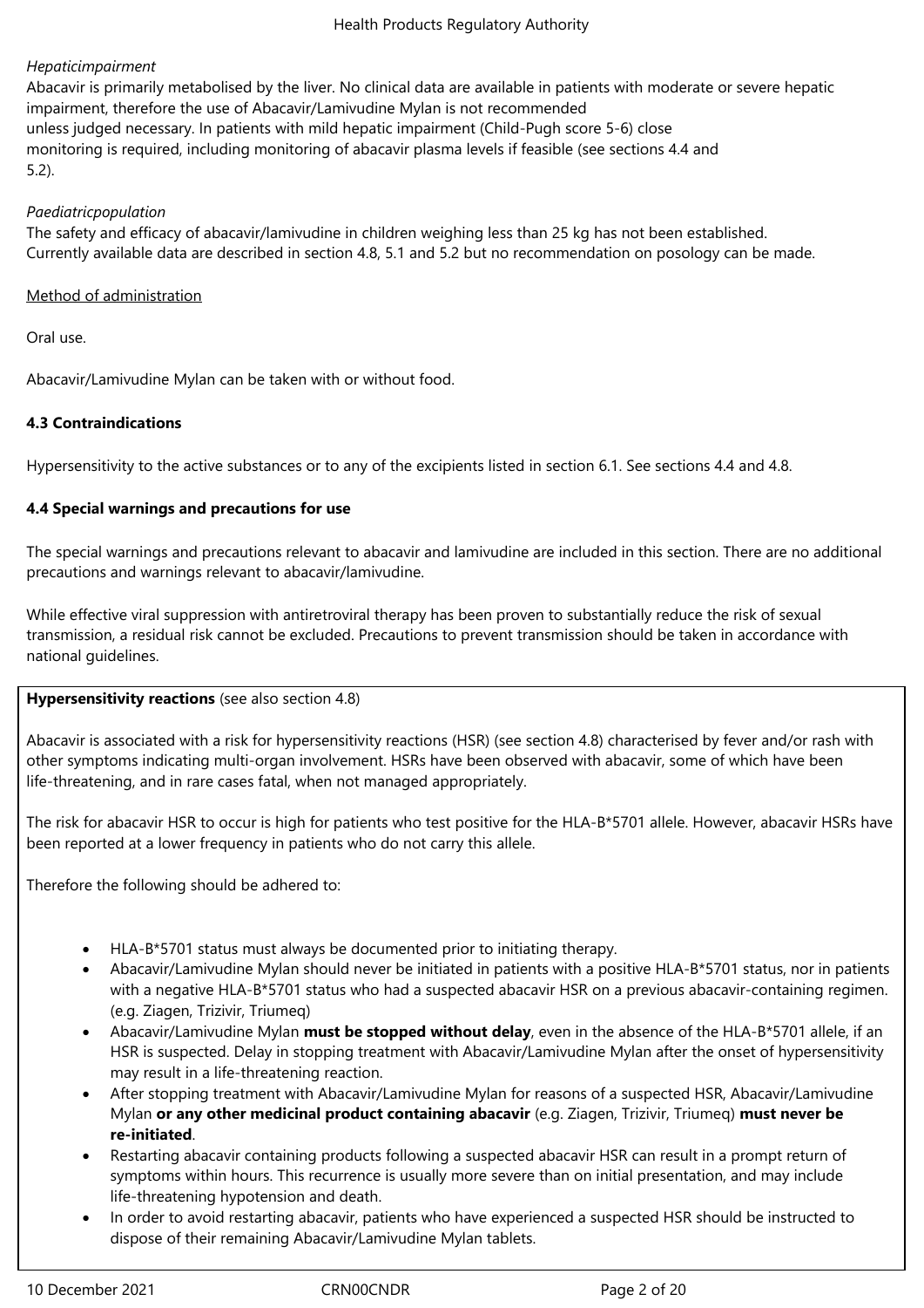*Hepaticimpairment*

Abacavir is primarily metabolised by the liver. No clinical data are available in patients with moderate or severe hepatic impairment, therefore the use of Abacavir/Lamivudine Mylan is not recommended unless judged necessary. In patients with mild hepatic impairment (Child-Pugh score 5-6) close monitoring is required, including monitoring of abacavir plasma levels if feasible (see sections 4.4 and 5.2).

*Paediatricpopulation*

The safety and efficacy of abacavir/lamivudine in children weighing less than 25 kg has not been established. Currently available data are described in section 4.8, 5.1 and 5.2 but no recommendation on posology can be made.

Method of administration

Oral use.

Abacavir/Lamivudine Mylan can be taken with or without food.

**4.3 Contraindications**

Hypersensitivity to the active substances or to any of the excipients listed in section 6.1. See sections 4.4 and 4.8.

**4.4 Special warnings and precautions for use**

The special warnings and precautions relevant to abacavir and lamivudine are included in this section. There are no additional precautions and warnings relevant to abacavir/lamivudine.

While effective viral suppression with antiretroviral therapy has been proven to substantially reduce the risk of sexual transmission, a residual risk cannot be excluded. Precautions to prevent transmission should be taken in accordance with national guidelines.

**Hypersensitivity reactions** (see also section 4.8)

Abacavir is associated with a risk for hypersensitivity reactions (HSR) (see section 4.8) characterised by fever and/or rash with other symptoms indicating multi-organ involvement. HSRs have been observed with abacavir, some of which have been life-threatening, and in rare cases fatal, when not managed appropriately.

The risk for abacavir HSR to occur is high for patients who test positive for the HLA-B*5701 allele. However, abacavir HSRs have been reported at a lower frequency in patients who do not carry this allele.

Therefore the following should be adhered to:

- HLA-B*5701 status must always be documented prior to initiating therapy.
- Abacavir/Lamivudine Mylan should never be initiated in patients with a positive HLA-B*5701 status, nor in patients with a negative HLA-B*5701 status who had a suspected abacavir HSR on a previous abacavir-containing regimen. (e.g. Ziagen, Trizivir, Triumeq)
- Abacavir/Lamivudine Mylan **must be stopped without delay**, even in the absence of the HLA-B*5701 allele, if an HSR is suspected. Delay in stopping treatment with Abacavir/Lamivudine Mylan after the onset of hypersensitivity may result in a life-threatening reaction.
- After stopping treatment with Abacavir/Lamivudine Mylan for reasons of a suspected HSR, Abacavir/Lamivudine Mylan **or any other medicinal product containing abacavir** (e.g. Ziagen, Trizivir, Triumeq) **must never be re-initiated**.
- Restarting abacavir containing products following a suspected abacavir HSR can result in a prompt return of symptoms within hours. This recurrence is usually more severe than on initial presentation, and may include life-threatening hypotension and death.
- In order to avoid restarting abacavir, patients who have experienced a suspected HSR should be instructed to dispose of their remaining Abacavir/Lamivudine Mylan tablets.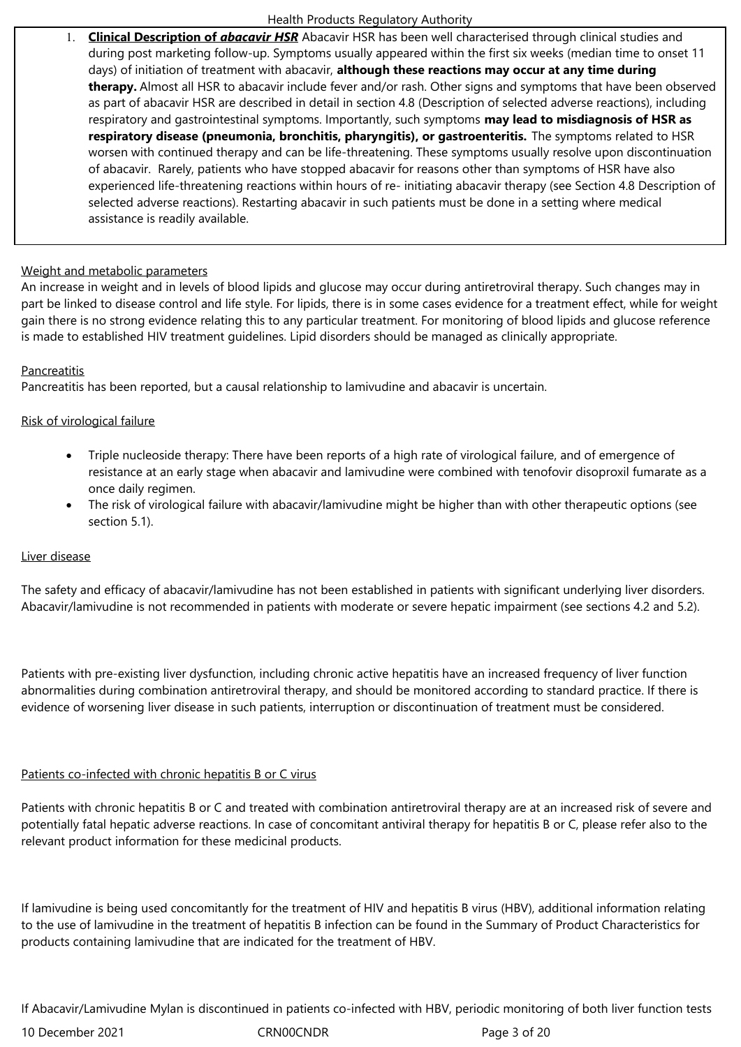1. **Clinical Description of *abacavir HSR*** Abacavir HSR has been well characterised through clinical studies and during post marketing follow-up. Symptoms usually appeared within the first six weeks (median time to onset 11 days) of initiation of treatment with abacavir, **although these reactions may occur at any time during therapy.** Almost all HSR to abacavir include fever and/or rash. Other signs and symptoms that have been observed as part of abacavir HSR are described in detail in section 4.8 (Description of selected adverse reactions), including respiratory and gastrointestinal symptoms. Importantly, such symptoms **may lead to misdiagnosis of HSR as respiratory disease (pneumonia, bronchitis, pharyngitis), or gastroenteritis.** The symptoms related to HSR worsen with continued therapy and can be life-threatening. These symptoms usually resolve upon discontinuation of abacavir. Rarely, patients who have stopped abacavir for reasons other than symptoms of HSR have also experienced life-threatening reactions within hours of re- initiating abacavir therapy (see Section 4.8 Description of selected adverse reactions). Restarting abacavir in such patients must be done in a setting where medical assistance is readily available.

Weight and metabolic parameters

An increase in weight and in levels of blood lipids and glucose may occur during antiretroviral therapy. Such changes may in part be linked to disease control and life style. For lipids, there is in some cases evidence for a treatment effect, while for weight gain there is no strong evidence relating this to any particular treatment. For monitoring of blood lipids and glucose reference is made to established HIV treatment guidelines. Lipid disorders should be managed as clinically appropriate.

Pancreatitis

Pancreatitis has been reported, but a causal relationship to lamivudine and abacavir is uncertain.

Risk of virological failure

- Triple nucleoside therapy: There have been reports of a high rate of virological failure, and of emergence of resistance at an early stage when abacavir and lamivudine were combined with tenofovir disoproxil fumarate as a once daily regimen.
- The risk of virological failure with abacavir/lamivudine might be higher than with other therapeutic options (see section 5.1).

Liver disease

The safety and efficacy of abacavir/lamivudine has not been established in patients with significant underlying liver disorders. Abacavir/lamivudine is not recommended in patients with moderate or severe hepatic impairment (see sections 4.2 and 5.2).

Patients with pre-existing liver dysfunction, including chronic active hepatitis have an increased frequency of liver function abnormalities during combination antiretroviral therapy, and should be monitored according to standard practice. If there is evidence of worsening liver disease in such patients, interruption or discontinuation of treatment must be considered.

Patients co-infected with chronic hepatitis B or C virus

Patients with chronic hepatitis B or C and treated with combination antiretroviral therapy are at an increased risk of severe and potentially fatal hepatic adverse reactions. In case of concomitant antiviral therapy for hepatitis B or C, please refer also to the relevant product information for these medicinal products.

If lamivudine is being used concomitantly for the treatment of HIV and hepatitis B virus (HBV), additional information relating to the use of lamivudine in the treatment of hepatitis B infection can be found in the Summary of Product Characteristics for products containing lamivudine that are indicated for the treatment of HBV.

If Abacavir/Lamivudine Mylan is discontinued in patients co-infected with HBV, periodic monitoring of both liver function tests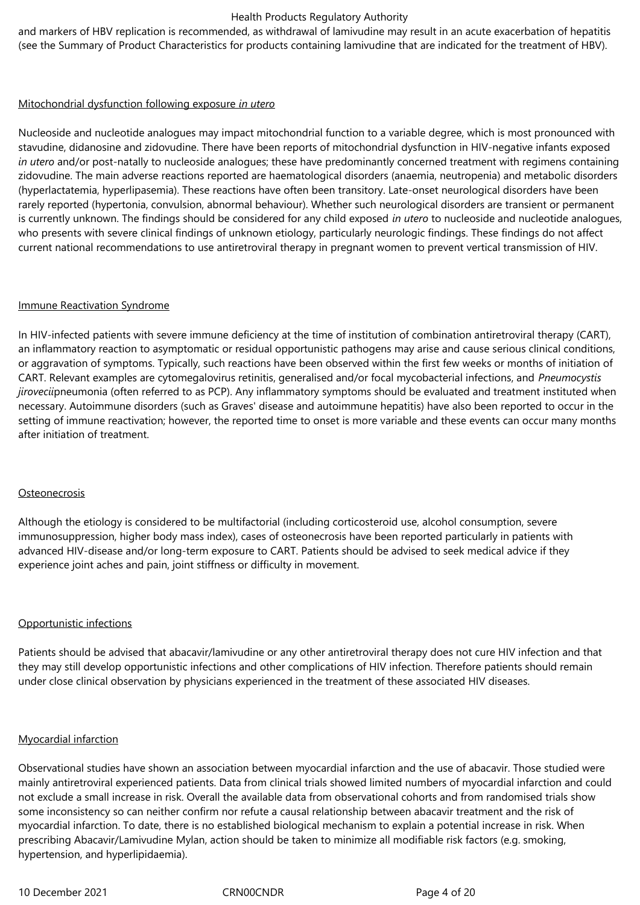and markers of HBV replication is recommended, as withdrawal of lamivudine may result in an acute exacerbation of hepatitis (see the Summary of Product Characteristics for products containing lamivudine that are indicated for the treatment of HBV).

Mitochondrial dysfunction following exposure *in utero*

Nucleoside and nucleotide analogues may impact mitochondrial function to a variable degree, which is most pronounced with stavudine, didanosine and zidovudine. There have been reports of mitochondrial dysfunction in HIV-negative infants exposed *in utero* and/or post-natally to nucleoside analogues; these have predominantly concerned treatment with regimens containing zidovudine. The main adverse reactions reported are haematological disorders (anaemia, neutropenia) and metabolic disorders (hyperlactatemia, hyperlipasemia). These reactions have often been transitory. Late-onset neurological disorders have been rarely reported (hypertonia, convulsion, abnormal behaviour). Whether such neurological disorders are transient or permanent is currently unknown. The findings should be considered for any child exposed *in utero* to nucleoside and nucleotide analogues, who presents with severe clinical findings of unknown etiology, particularly neurologic findings. These findings do not affect current national recommendations to use antiretroviral therapy in pregnant women to prevent vertical transmission of HIV.

Immune Reactivation Syndrome

In HIV-infected patients with severe immune deficiency at the time of institution of combination antiretroviral therapy (CART), an inflammatory reaction to asymptomatic or residual opportunistic pathogens may arise and cause serious clinical conditions, or aggravation of symptoms. Typically, such reactions have been observed within the first few weeks or months of initiation of CART. Relevant examples are cytomegalovirus retinitis, generalised and/or focal mycobacterial infections, and *Pneumocystis jirovecii*pneumonia (often referred to as PCP). Any inflammatory symptoms should be evaluated and treatment instituted when necessary. Autoimmune disorders (such as Graves' disease and autoimmune hepatitis) have also been reported to occur in the setting of immune reactivation; however, the reported time to onset is more variable and these events can occur many months after initiation of treatment.

Osteonecrosis

Although the etiology is considered to be multifactorial (including corticosteroid use, alcohol consumption, severe immunosuppression, higher body mass index), cases of osteonecrosis have been reported particularly in patients with advanced HIV-disease and/or long-term exposure to CART. Patients should be advised to seek medical advice if they experience joint aches and pain, joint stiffness or difficulty in movement.

Opportunistic infections

Patients should be advised that abacavir/lamivudine or any other antiretroviral therapy does not cure HIV infection and that they may still develop opportunistic infections and other complications of HIV infection. Therefore patients should remain under close clinical observation by physicians experienced in the treatment of these associated HIV diseases.

Myocardial infarction

Observational studies have shown an association between myocardial infarction and the use of abacavir. Those studied were mainly antiretroviral experienced patients. Data from clinical trials showed limited numbers of myocardial infarction and could not exclude a small increase in risk. Overall the available data from observational cohorts and from randomised trials show some inconsistency so can neither confirm nor refute a causal relationship between abacavir treatment and the risk of myocardial infarction. To date, there is no established biological mechanism to explain a potential increase in risk. When prescribing Abacavir/Lamivudine Mylan, action should be taken to minimize all modifiable risk factors (e.g. smoking, hypertension, and hyperlipidaemia).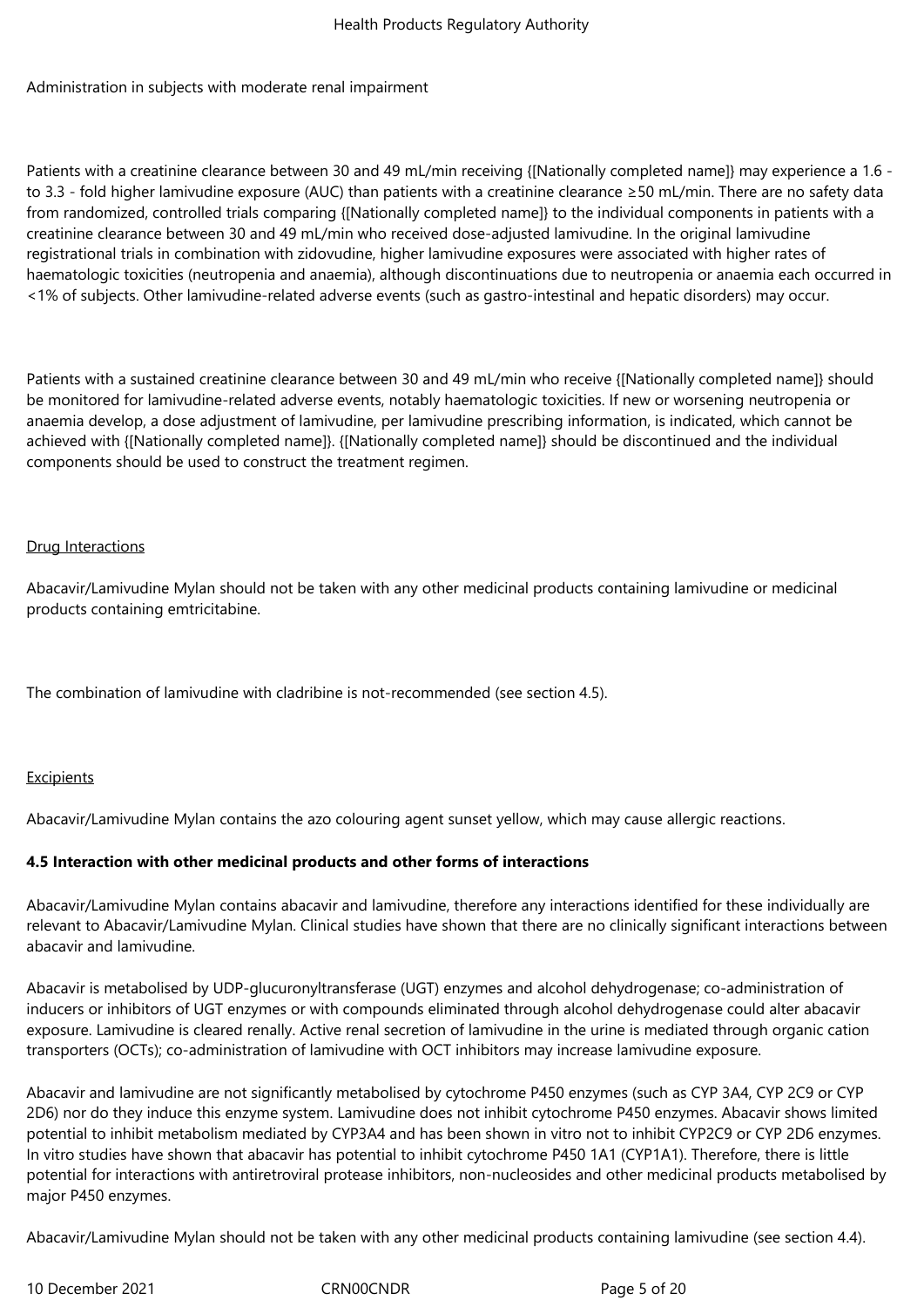Administration in subjects with moderate renal impairment

Patients with a creatinine clearance between 30 and 49 mL/min receiving {[Nationally completed name]} may experience a 1.6 - to 3.3 - fold higher lamivudine exposure (AUC) than patients with a creatinine clearance ≥50 mL/min. There are no safety data from randomized, controlled trials comparing {[Nationally completed name]} to the individual components in patients with a creatinine clearance between 30 and 49 mL/min who received dose-adjusted lamivudine. In the original lamivudine registrational trials in combination with zidovudine, higher lamivudine exposures were associated with higher rates of haematologic toxicities (neutropenia and anaemia), although discontinuations due to neutropenia or anaemia each occurred in <1% of subjects. Other lamivudine-related adverse events (such as gastro-intestinal and hepatic disorders) may occur.

Patients with a sustained creatinine clearance between 30 and 49 mL/min who receive {[Nationally completed name]} should be monitored for lamivudine-related adverse events, notably haematologic toxicities. If new or worsening neutropenia or anaemia develop, a dose adjustment of lamivudine, per lamivudine prescribing information, is indicated, which cannot be achieved with {[Nationally completed name]}. {[Nationally completed name]} should be discontinued and the individual components should be used to construct the treatment regimen.

Drug Interactions

Abacavir/Lamivudine Mylan should not be taken with any other medicinal products containing lamivudine or medicinal products containing emtricitabine.

The combination of lamivudine with cladribine is not-recommended (see section 4.5).

Excipients

Abacavir/Lamivudine Mylan contains the azo colouring agent sunset yellow, which may cause allergic reactions.

**4.5 Interaction with other medicinal products and other forms of interactions**

Abacavir/Lamivudine Mylan contains abacavir and lamivudine, therefore any interactions identified for these individually are relevant to Abacavir/Lamivudine Mylan. Clinical studies have shown that there are no clinically significant interactions between abacavir and lamivudine.

Abacavir is metabolised by UDP-glucuronyltransferase (UGT) enzymes and alcohol dehydrogenase; co-administration of inducers or inhibitors of UGT enzymes or with compounds eliminated through alcohol dehydrogenase could alter abacavir exposure. Lamivudine is cleared renally. Active renal secretion of lamivudine in the urine is mediated through organic cation transporters (OCTs); co-administration of lamivudine with OCT inhibitors may increase lamivudine exposure.

Abacavir and lamivudine are not significantly metabolised by cytochrome P450 enzymes (such as CYP 3A4, CYP 2C9 or CYP 2D6) nor do they induce this enzyme system. Lamivudine does not inhibit cytochrome P450 enzymes. Abacavir shows limited potential to inhibit metabolism mediated by CYP3A4 and has been shown in vitro not to inhibit CYP2C9 or CYP 2D6 enzymes. In vitro studies have shown that abacavir has potential to inhibit cytochrome P450 1A1 (CYP1A1). Therefore, there is little potential for interactions with antiretroviral protease inhibitors, non-nucleosides and other medicinal products metabolised by major P450 enzymes.

Abacavir/Lamivudine Mylan should not be taken with any other medicinal products containing lamivudine (see section 4.4).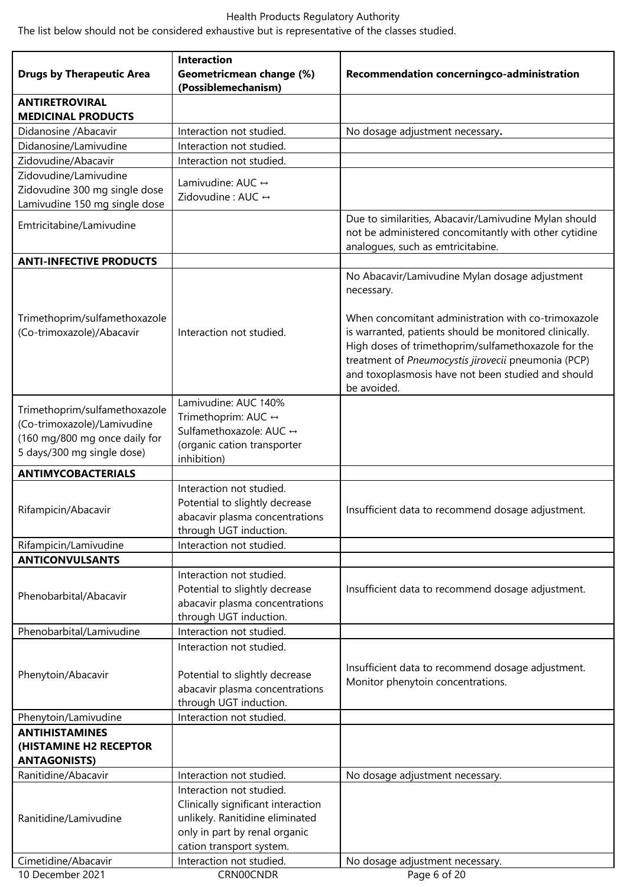The list below should not be considered exhaustive but is representative of the classes studied.

| Drugs by Therapeutic Area | Interaction Geometricmean change (%) (Possiblemechanism) | Recommendation concerningco-administration |
|---|---|---|
| **ANTIRETROVIRAL MEDICINAL PRODUCTS** | | |
| Didanosine /Abacavir | Interaction not studied. | No dosage adjustment necessary. |
| Didanosine/Lamivudine | Interaction not studied. | |
| Zidovudine/Abacavir | Interaction not studied. | |
| Zidovudine/Lamivudine<br>Zidovudine 300 mg single dose<br>Lamivudine 150 mg single dose | Lamivudine: AUC ↔<br>Zidovudine : AUC ↔ | |
| Emtricitabine/Lamivudine | | Due to similarities, Abacavir/Lamivudine Mylan should not be administered concomitantly with other cytidine analogues, such as emtricitabine. |
| **ANTI-INFECTIVE PRODUCTS** | | |
| Trimethoprim/sulfamethoxazole (Co-trimoxazole)/Abacavir | Interaction not studied. | No Abacavir/Lamivudine Mylan dosage adjustment necessary.<br><br>When concomitant administration with co-trimoxazole is warranted, patients should be monitored clinically. High doses of trimethoprim/sulfamethoxazole for the treatment of *Pneumocystis jirovecii* pneumonia (PCP) and toxoplasmosis have not been studied and should be avoided. |
| Trimethoprim/sulfamethoxazole (Co-trimoxazole)/Lamivudine (160 mg/800 mg once daily for 5 days/300 mg single dose) | Lamivudine: AUC ↑40%<br>Trimethoprim: AUC ↔<br>Sulfamethoxazole: AUC ↔<br>(organic cation transporter inhibition) | |
| **ANTIMYCOBACTERIALS** | | |
| Rifampicin/Abacavir | Interaction not studied.<br>Potential to slightly decrease abacavir plasma concentrations through UGT induction. | Insufficient data to recommend dosage adjustment. |
| Rifampicin/Lamivudine | Interaction not studied. | |
| **ANTICONVULSANTS** | | |
| Phenobarbital/Abacavir | Interaction not studied.<br>Potential to slightly decrease abacavir plasma concentrations through UGT induction. | Insufficient data to recommend dosage adjustment. |
| Phenobarbital/Lamivudine | Interaction not studied. | |
| Phenytoin/Abacavir | Interaction not studied.<br><br>Potential to slightly decrease abacavir plasma concentrations through UGT induction. | Insufficient data to recommend dosage adjustment. Monitor phenytoin concentrations. |
| Phenytoin/Lamivudine | Interaction not studied. | |
| **ANTIHISTAMINES (HISTAMINE H2 RECEPTOR ANTAGONISTS)** | | |
| Ranitidine/Abacavir | Interaction not studied. | No dosage adjustment necessary. |
| Ranitidine/Lamivudine | Interaction not studied.<br>Clinically significant interaction unlikely. Ranitidine eliminated only in part by renal organic cation transport system. | |
| Cimetidine/Abacavir | Interaction not studied. | No dosage adjustment necessary. |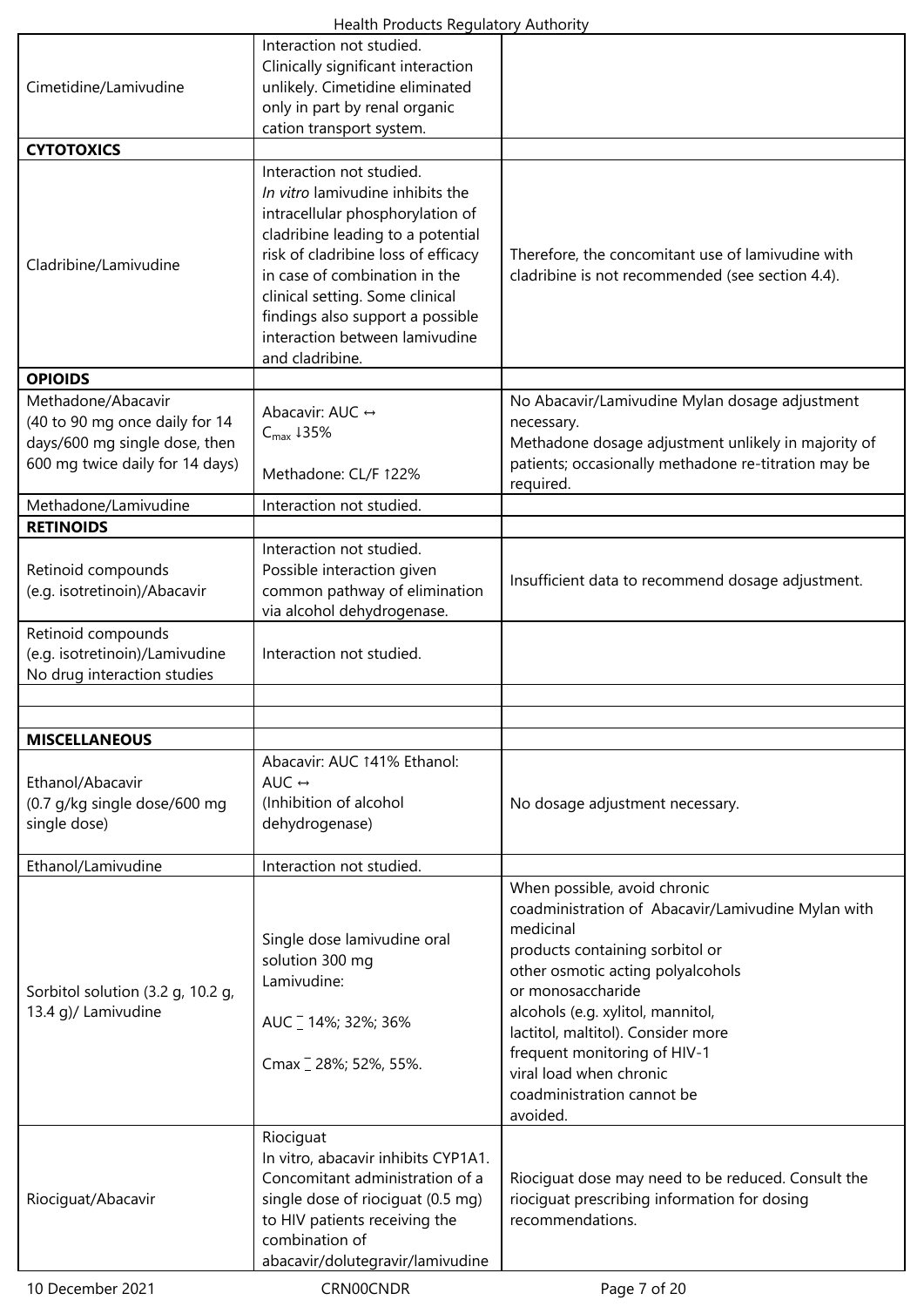| | | |
|---|---|---|
| Cimetidine/Lamivudine | Interaction not studied.<br>Clinically significant interaction unlikely. Cimetidine eliminated only in part by renal organic cation transport system. | |
| **CYTOTOXICS** | | |
| Cladribine/Lamivudine | Interaction not studied.<br>*In vitro* lamivudine inhibits the intracellular phosphorylation of cladribine leading to a potential risk of cladribine loss of efficacy in case of combination in the clinical setting. Some clinical findings also support a possible interaction between lamivudine and cladribine. | Therefore, the concomitant use of lamivudine with cladribine is not recommended (see section 4.4). |
| **OPIOIDS** | | |
| Methadone/Abacavir<br>(40 to 90 mg once daily for 14 days/600 mg single dose, then 600 mg twice daily for 14 days) | Abacavir: AUC ↔<br>$C_{max}$ ↓35%<br><br>Methadone: CL/F ↑22% | No Abacavir/Lamivudine Mylan dosage adjustment necessary.<br>Methadone dosage adjustment unlikely in majority of patients; occasionally methadone re-titration may be required. |
| Methadone/Lamivudine | Interaction not studied. | |
| **RETINOIDS** | | |
| Retinoid compounds<br>(e.g. isotretinoin)/Abacavir | Interaction not studied.<br>Possible interaction given common pathway of elimination via alcohol dehydrogenase. | Insufficient data to recommend dosage adjustment. |
| Retinoid compounds<br>(e.g. isotretinoin)/Lamivudine<br>No drug interaction studies | Interaction not studied. | |
| | | |
| | | |
| **MISCELLANEOUS** | | |
| Ethanol/Abacavir<br>(0.7 g/kg single dose/600 mg single dose) | Abacavir: AUC ↑41% Ethanol: AUC ↔<br>(Inhibition of alcohol dehydrogenase) | No dosage adjustment necessary. |
| Ethanol/Lamivudine | Interaction not studied. | |
| Sorbitol solution (3.2 g, 10.2 g, 13.4 g)/ Lamivudine | Single dose lamivudine oral solution 300 mg<br>Lamivudine:<br><br>AUC ↓ 14%; 32%; 36%<br><br>Cmax ↓ 28%; 52%, 55%. | When possible, avoid chronic coadministration of Abacavir/Lamivudine Mylan with medicinal products containing sorbitol or other osmotic acting polyalcohols or monosaccharide alcohols (e.g. xylitol, mannitol, lactitol, maltitol). Consider more frequent monitoring of HIV-1 viral load when chronic coadministration cannot be avoided. |
| Riociguat/Abacavir | Riociguat<br>In vitro, abacavir inhibits CYP1A1. Concomitant administration of a single dose of riociguat (0.5 mg) to HIV patients receiving the combination of abacavir/dolutegravir/lamivudine | Riociguat dose may need to be reduced. Consult the riociguat prescribing information for dosing recommendations. |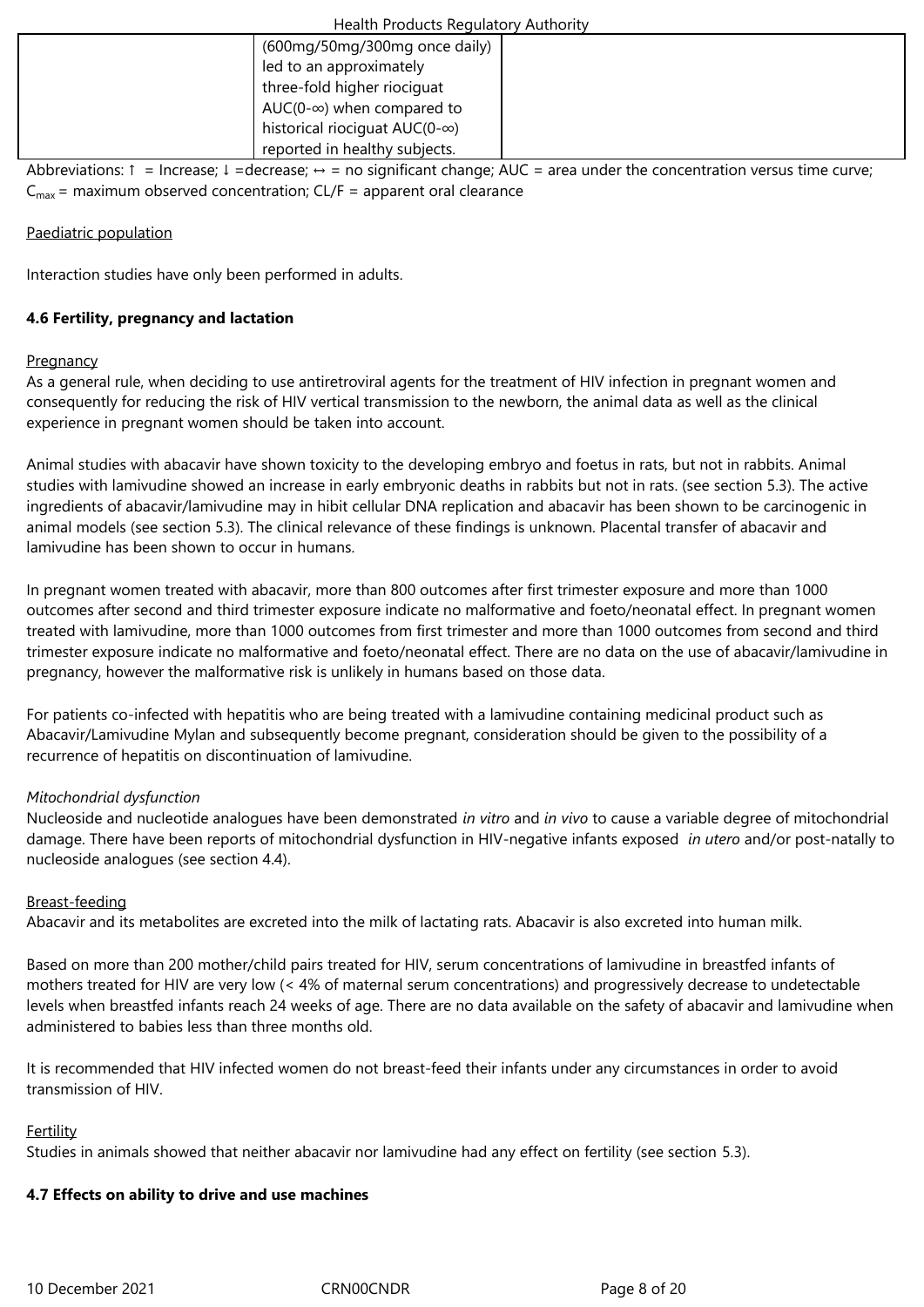| | | |
|---|---|---|
| | (600mg/50mg/300mg once daily) led to an approximately three-fold higher riociguat AUC(0-∞) when compared to historical riociguat AUC(0-∞) reported in healthy subjects. | |

Abbreviations: ↑ = Increase; ↓ =decrease; ↔ = no significant change; AUC = area under the concentration versus time curve; $C_{max}$ = maximum observed concentration; CL/F = apparent oral clearance

Paediatric population

Interaction studies have only been performed in adults.

**4.6 Fertility, pregnancy and lactation**

Pregnancy

As a general rule, when deciding to use antiretroviral agents for the treatment of HIV infection in pregnant women and consequently for reducing the risk of HIV vertical transmission to the newborn, the animal data as well as the clinical experience in pregnant women should be taken into account.

Animal studies with abacavir have shown toxicity to the developing embryo and foetus in rats, but not in rabbits. Animal studies with lamivudine showed an increase in early embryonic deaths in rabbits but not in rats. (see section 5.3). The active ingredients of abacavir/lamivudine may in hibit cellular DNA replication and abacavir has been shown to be carcinogenic in animal models (see section 5.3). The clinical relevance of these findings is unknown. Placental transfer of abacavir and lamivudine has been shown to occur in humans.

In pregnant women treated with abacavir, more than 800 outcomes after first trimester exposure and more than 1000 outcomes after second and third trimester exposure indicate no malformative and foeto/neonatal effect. In pregnant women treated with lamivudine, more than 1000 outcomes from first trimester and more than 1000 outcomes from second and third trimester exposure indicate no malformative and foeto/neonatal effect. There are no data on the use of abacavir/lamivudine in pregnancy, however the malformative risk is unlikely in humans based on those data.

For patients co-infected with hepatitis who are being treated with a lamivudine containing medicinal product such as Abacavir/Lamivudine Mylan and subsequently become pregnant, consideration should be given to the possibility of a recurrence of hepatitis on discontinuation of lamivudine.

*Mitochondrial dysfunction*

Nucleoside and nucleotide analogues have been demonstrated *in vitro* and *in vivo* to cause a variable degree of mitochondrial damage. There have been reports of mitochondrial dysfunction in HIV-negative infants exposed *in utero* and/or post-natally to nucleoside analogues (see section 4.4).

Breast-feeding

Abacavir and its metabolites are excreted into the milk of lactating rats. Abacavir is also excreted into human milk.

Based on more than 200 mother/child pairs treated for HIV, serum concentrations of lamivudine in breastfed infants of mothers treated for HIV are very low (< 4% of maternal serum concentrations) and progressively decrease to undetectable levels when breastfed infants reach 24 weeks of age. There are no data available on the safety of abacavir and lamivudine when administered to babies less than three months old.

It is recommended that HIV infected women do not breast-feed their infants under any circumstances in order to avoid transmission of HIV.

Fertility

Studies in animals showed that neither abacavir nor lamivudine had any effect on fertility (see section 5.3).

**4.7 Effects on ability to drive and use machines**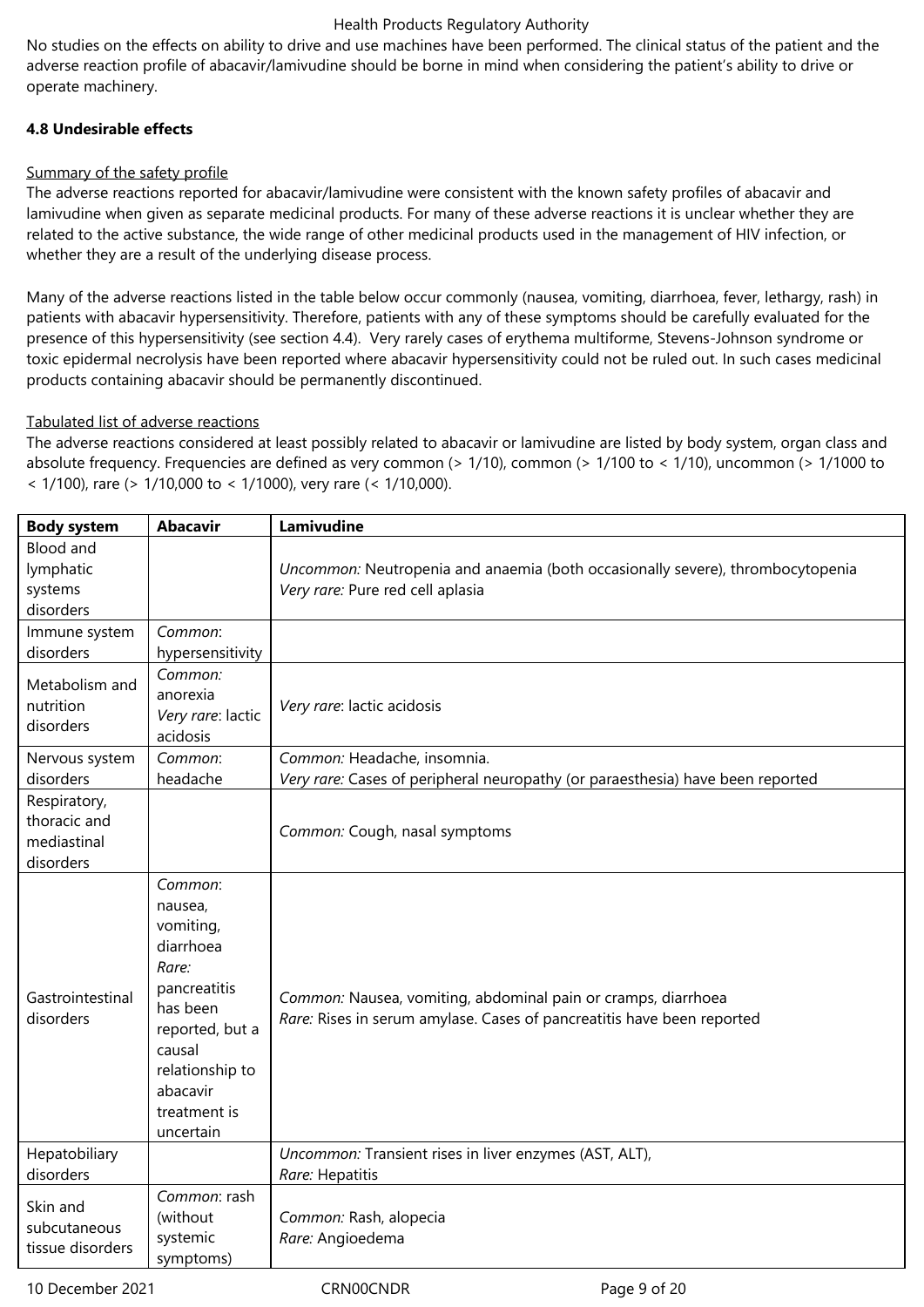No studies on the effects on ability to drive and use machines have been performed. The clinical status of the patient and the adverse reaction profile of abacavir/lamivudine should be borne in mind when considering the patient's ability to drive or operate machinery.

### 4.8 Undesirable effects

Summary of the safety profile

The adverse reactions reported for abacavir/lamivudine were consistent with the known safety profiles of abacavir and lamivudine when given as separate medicinal products. For many of these adverse reactions it is unclear whether they are related to the active substance, the wide range of other medicinal products used in the management of HIV infection, or whether they are a result of the underlying disease process.

Many of the adverse reactions listed in the table below occur commonly (nausea, vomiting, diarrhoea, fever, lethargy, rash) in patients with abacavir hypersensitivity. Therefore, patients with any of these symptoms should be carefully evaluated for the presence of this hypersensitivity (see section 4.4). Very rarely cases of erythema multiforme, Stevens-Johnson syndrome or toxic epidermal necrolysis have been reported where abacavir hypersensitivity could not be ruled out. In such cases medicinal products containing abacavir should be permanently discontinued.

Tabulated list of adverse reactions

The adverse reactions considered at least possibly related to abacavir or lamivudine are listed by body system, organ class and absolute frequency. Frequencies are defined as very common (> 1/10), common (> 1/100 to < 1/10), uncommon (> 1/1000 to < 1/100), rare (> 1/10,000 to < 1/1000), very rare (< 1/10,000).

| Body system | Abacavir | Lamivudine |
|---|---|---|
| Blood and lymphatic systems disorders | | *Uncommon:* Neutropenia and anaemia (both occasionally severe), thrombocytopenia<br>*Very rare:* Pure red cell aplasia |
| Immune system disorders | *Common*: hypersensitivity | |
| Metabolism and nutrition disorders | *Common:* anorexia<br>*Very rare*: lactic acidosis | *Very rare*: lactic acidosis |
| Nervous system disorders | *Common*: headache | *Common:* Headache, insomnia.<br>*Very rare:* Cases of peripheral neuropathy (or paraesthesia) have been reported |
| Respiratory, thoracic and mediastinal disorders | | *Common:* Cough, nasal symptoms |
| Gastrointestinal disorders | *Common*: nausea, vomiting, diarrhoea<br>*Rare:* pancreatitis has been reported, but a causal relationship to abacavir treatment is uncertain | *Common:* Nausea, vomiting, abdominal pain or cramps, diarrhoea<br>*Rare:* Rises in serum amylase. Cases of pancreatitis have been reported |
| Hepatobiliary disorders | | *Uncommon:* Transient rises in liver enzymes (AST, ALT),<br>*Rare:* Hepatitis |
| Skin and subcutaneous tissue disorders | *Common*: rash (without systemic symptoms) | *Common:* Rash, alopecia<br>*Rare:* Angioedema |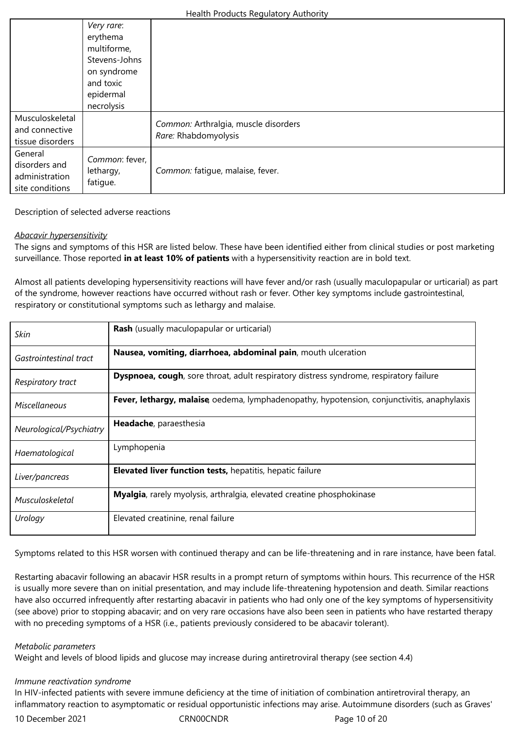|  | *Very rare*: erythema multiforme, Stevens-Johnson syndrome and toxic epidermal necrolysis |  |
| --- | --- | --- |
| Musculoskeletal and connective tissue disorders |  | *Common:* Arthralgia, muscle disorders<br>*Rare:* Rhabdomyolysis |
| General disorders and administration site conditions | *Common*: fever, lethargy, fatigue. | *Common:* fatigue, malaise, fever. |

Description of selected adverse reactions

*Abacavir hypersensitivity*

The signs and symptoms of this HSR are listed below. These have been identified either from clinical studies or post marketing surveillance. Those reported **in at least 10% of patients** with a hypersensitivity reaction are in bold text.

Almost all patients developing hypersensitivity reactions will have fever and/or rash (usually maculopapular or urticarial) as part of the syndrome, however reactions have occurred without rash or fever. Other key symptoms include gastrointestinal, respiratory or constitutional symptoms such as lethargy and malaise.

|  |  |
| --- | --- |
| *Skin* | **Rash** (usually maculopapular or urticarial) |
| *Gastrointestinal tract* | **Nausea, vomiting, diarrhoea, abdominal pain**, mouth ulceration |
| *Respiratory tract* | **Dyspnoea, cough**, sore throat, adult respiratory distress syndrome, respiratory failure |
| *Miscellaneous* | **Fever, lethargy, malaise**, oedema, lymphadenopathy, hypotension, conjunctivitis, anaphylaxis |
| *Neurological/Psychiatry* | **Headache**, paraesthesia |
| *Haematological* | Lymphopenia |
| *Liver/pancreas* | **Elevated liver function tests,** hepatitis, hepatic failure |
| *Musculoskeletal* | **Myalgia**, rarely myolysis, arthralgia, elevated creatine phosphokinase |
| *Urology* | Elevated creatinine, renal failure |

Symptoms related to this HSR worsen with continued therapy and can be life-threatening and in rare instance, have been fatal.

Restarting abacavir following an abacavir HSR results in a prompt return of symptoms within hours. This recurrence of the HSR is usually more severe than on initial presentation, and may include life-threatening hypotension and death. Similar reactions have also occurred infrequently after restarting abacavir in patients who had only one of the key symptoms of hypersensitivity (see above) prior to stopping abacavir; and on very rare occasions have also been seen in patients who have restarted therapy with no preceding symptoms of a HSR (i.e., patients previously considered to be abacavir tolerant).

*Metabolic parameters*

Weight and levels of blood lipids and glucose may increase during antiretroviral therapy (see section 4.4)

*Immune reactivation syndrome*

In HIV-infected patients with severe immune deficiency at the time of initiation of combination antiretroviral therapy, an inflammatory reaction to asymptomatic or residual opportunistic infections may arise. Autoimmune disorders (such as Graves'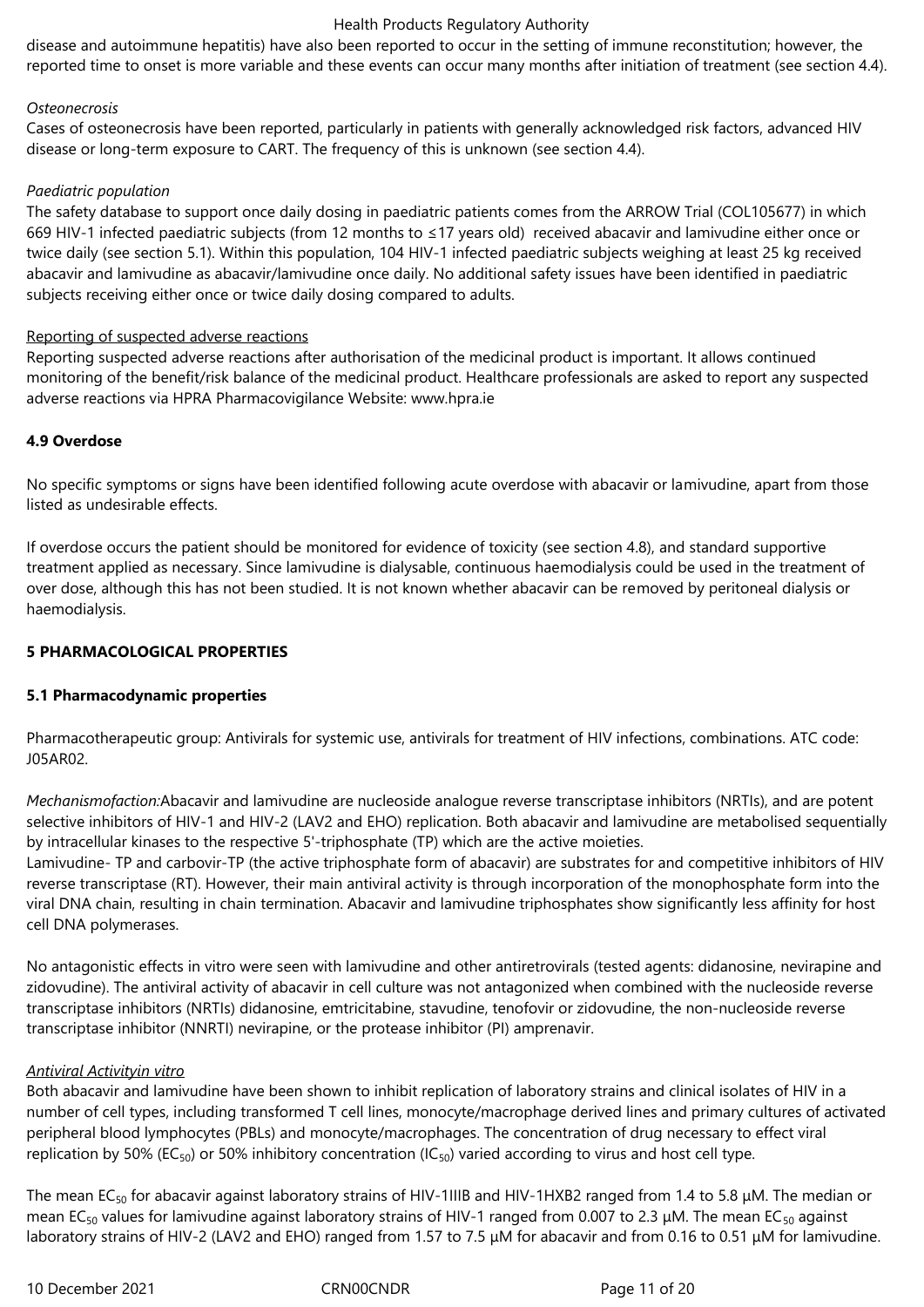disease and autoimmune hepatitis) have also been reported to occur in the setting of immune reconstitution; however, the reported time to onset is more variable and these events can occur many months after initiation of treatment (see section 4.4).

*Osteonecrosis*

Cases of osteonecrosis have been reported, particularly in patients with generally acknowledged risk factors, advanced HIV disease or long-term exposure to CART. The frequency of this is unknown (see section 4.4).

*Paediatric population*

The safety database to support once daily dosing in paediatric patients comes from the ARROW Trial (COL105677) in which 669 HIV-1 infected paediatric subjects (from 12 months to ≤17 years old) received abacavir and lamivudine either once or twice daily (see section 5.1). Within this population, 104 HIV-1 infected paediatric subjects weighing at least 25 kg received abacavir and lamivudine as abacavir/lamivudine once daily. No additional safety issues have been identified in paediatric subjects receiving either once or twice daily dosing compared to adults.

Reporting of suspected adverse reactions

Reporting suspected adverse reactions after authorisation of the medicinal product is important. It allows continued monitoring of the benefit/risk balance of the medicinal product. Healthcare professionals are asked to report any suspected adverse reactions via HPRA Pharmacovigilance Website: www.hpra.ie

### 4.9 Overdose

No specific symptoms or signs have been identified following acute overdose with abacavir or lamivudine, apart from those listed as undesirable effects.

If overdose occurs the patient should be monitored for evidence of toxicity (see section 4.8), and standard supportive treatment applied as necessary. Since lamivudine is dialysable, continuous haemodialysis could be used in the treatment of over dose, although this has not been studied. It is not known whether abacavir can be removed by peritoneal dialysis or haemodialysis.

## 5 PHARMACOLOGICAL PROPERTIES

### 5.1 Pharmacodynamic properties

Pharmacotherapeutic group: Antivirals for systemic use, antivirals for treatment of HIV infections, combinations. ATC code: J05AR02.

*Mechanismofaction:*Abacavir and lamivudine are nucleoside analogue reverse transcriptase inhibitors (NRTIs), and are potent selective inhibitors of HIV-1 and HIV-2 (LAV2 and EHO) replication. Both abacavir and lamivudine are metabolised sequentially by intracellular kinases to the respective 5'-triphosphate (TP) which are the active moieties.
Lamivudine- TP and carbovir-TP (the active triphosphate form of abacavir) are substrates for and competitive inhibitors of HIV reverse transcriptase (RT). However, their main antiviral activity is through incorporation of the monophosphate form into the viral DNA chain, resulting in chain termination. Abacavir and lamivudine triphosphates show significantly less affinity for host cell DNA polymerases.

No antagonistic effects in vitro were seen with lamivudine and other antiretrovirals (tested agents: didanosine, nevirapine and zidovudine). The antiviral activity of abacavir in cell culture was not antagonized when combined with the nucleoside reverse transcriptase inhibitors (NRTIs) didanosine, emtricitabine, stavudine, tenofovir or zidovudine, the non-nucleoside reverse transcriptase inhibitor (NNRTI) nevirapine, or the protease inhibitor (PI) amprenavir.

*Antiviral Activityin vitro*

Both abacavir and lamivudine have been shown to inhibit replication of laboratory strains and clinical isolates of HIV in a number of cell types, including transformed T cell lines, monocyte/macrophage derived lines and primary cultures of activated peripheral blood lymphocytes (PBLs) and monocyte/macrophages. The concentration of drug necessary to effect viral replication by 50% ($EC_{50}$) or 50% inhibitory concentration ($IC_{50}$) varied according to virus and host cell type.

The mean $EC_{50}$ for abacavir against laboratory strains of HIV-1IIIB and HIV-1HXB2 ranged from 1.4 to 5.8 μM. The median or mean $EC_{50}$ values for lamivudine against laboratory strains of HIV-1 ranged from 0.007 to 2.3 μM. The mean $EC_{50}$ against laboratory strains of HIV-2 (LAV2 and EHO) ranged from 1.57 to 7.5 μM for abacavir and from 0.16 to 0.51 μM for lamivudine.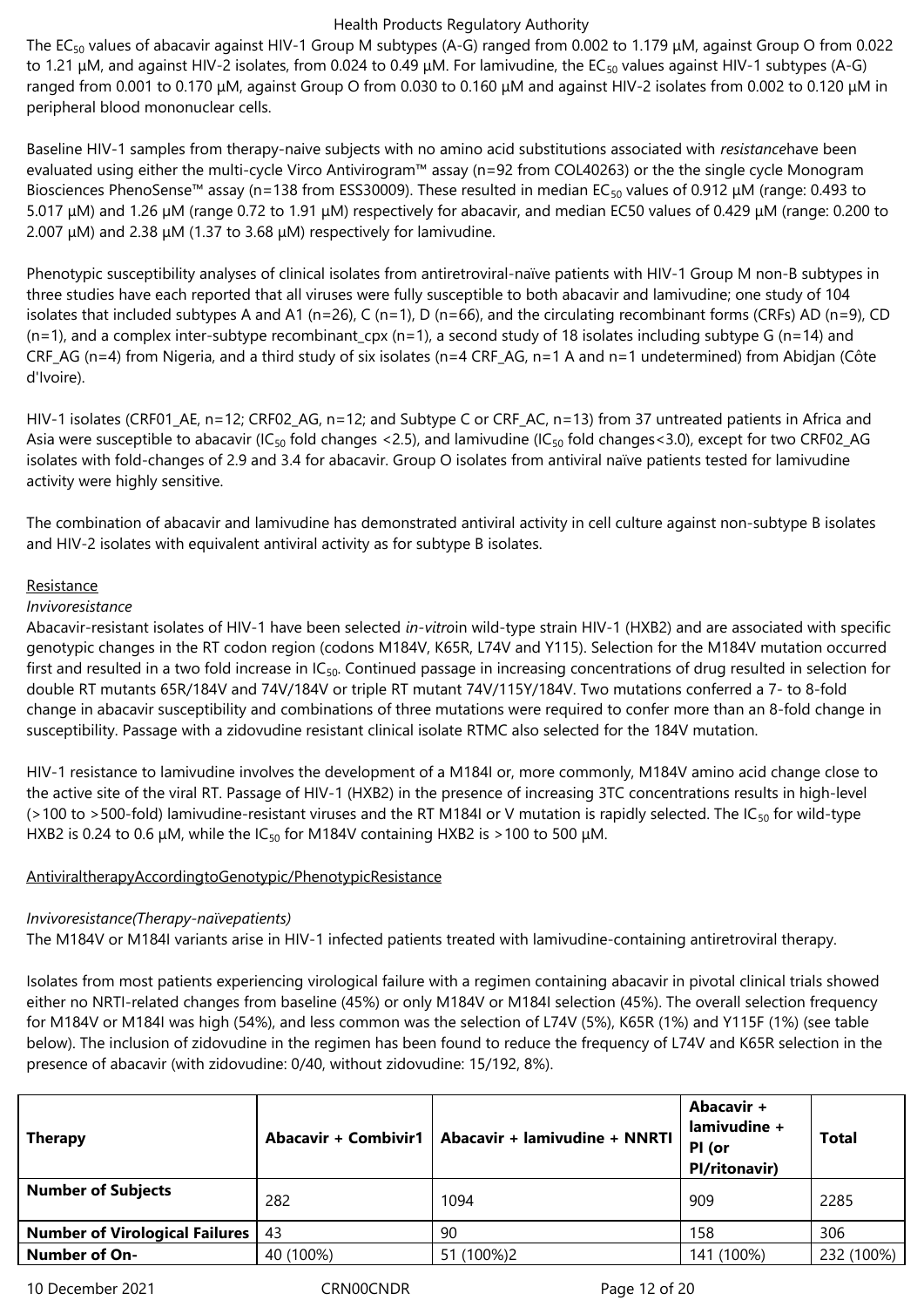The $EC_{50}$ values of abacavir against HIV-1 Group M subtypes (A-G) ranged from 0.002 to 1.179 µM, against Group O from 0.022 to 1.21 µM, and against HIV-2 isolates, from 0.024 to 0.49 µM. For lamivudine, the $EC_{50}$ values against HIV-1 subtypes (A-G) ranged from 0.001 to 0.170 µM, against Group O from 0.030 to 0.160 µM and against HIV-2 isolates from 0.002 to 0.120 µM in peripheral blood mononuclear cells.

Baseline HIV-1 samples from therapy-naive subjects with no amino acid substitutions associated with *resistance*have been evaluated using either the multi-cycle Virco Antivirogram™ assay (n=92 from COL40263) or the the single cycle Monogram Biosciences PhenoSense™ assay (n=138 from ESS30009). These resulted in median $EC_{50}$ values of 0.912 µM (range: 0.493 to 5.017 µM) and 1.26 µM (range 0.72 to 1.91 µM) respectively for abacavir, and median EC50 values of 0.429 µM (range: 0.200 to 2.007 µM) and 2.38 µM (1.37 to 3.68 µM) respectively for lamivudine.

Phenotypic susceptibility analyses of clinical isolates from antiretroviral-naïve patients with HIV-1 Group M non-B subtypes in three studies have each reported that all viruses were fully susceptible to both abacavir and lamivudine; one study of 104 isolates that included subtypes A and A1 (n=26), C (n=1), D (n=66), and the circulating recombinant forms (CRFs) AD (n=9), CD (n=1), and a complex inter-subtype recombinant_cpx (n=1), a second study of 18 isolates including subtype G (n=14) and CRF_AG (n=4) from Nigeria, and a third study of six isolates (n=4 CRF_AG, n=1 A and n=1 undetermined) from Abidjan (Côte d'Ivoire).

HIV-1 isolates (CRF01_AE, n=12; CRF02_AG, n=12; and Subtype C or CRF_AC, n=13) from 37 untreated patients in Africa and Asia were susceptible to abacavir ($IC_{50}$ fold changes <2.5), and lamivudine ($IC_{50}$ fold changes<3.0), except for two CRF02_AG isolates with fold-changes of 2.9 and 3.4 for abacavir. Group O isolates from antiviral naïve patients tested for lamivudine activity were highly sensitive.

The combination of abacavir and lamivudine has demonstrated antiviral activity in cell culture against non-subtype B isolates and HIV-2 isolates with equivalent antiviral activity as for subtype B isolates.

Resistance

*Invivoresistance*

Abacavir-resistant isolates of HIV-1 have been selected *in-vitro*in wild-type strain HIV-1 (HXB2) and are associated with specific genotypic changes in the RT codon region (codons M184V, K65R, L74V and Y115). Selection for the M184V mutation occurred first and resulted in a two fold increase in $IC_{50}$. Continued passage in increasing concentrations of drug resulted in selection for double RT mutants 65R/184V and 74V/184V or triple RT mutant 74V/115Y/184V. Two mutations conferred a 7- to 8-fold change in abacavir susceptibility and combinations of three mutations were required to confer more than an 8-fold change in susceptibility. Passage with a zidovudine resistant clinical isolate RTMC also selected for the 184V mutation.

HIV-1 resistance to lamivudine involves the development of a M184I or, more commonly, M184V amino acid change close to the active site of the viral RT. Passage of HIV-1 (HXB2) in the presence of increasing 3TC concentrations results in high-level (>100 to >500-fold) lamivudine-resistant viruses and the RT M184I or V mutation is rapidly selected. The $IC_{50}$ for wild-type HXB2 is 0.24 to 0.6 µM, while the $IC_{50}$ for M184V containing HXB2 is >100 to 500 µM.

AntiviraltherapyAccordingtoGenotypic/PhenotypicResistance

*Invivoresistance(Therapy-naïvepatients)*

The M184V or M184I variants arise in HIV-1 infected patients treated with lamivudine-containing antiretroviral therapy.

Isolates from most patients experiencing virological failure with a regimen containing abacavir in pivotal clinical trials showed either no NRTI-related changes from baseline (45%) or only M184V or M184I selection (45%). The overall selection frequency for M184V or M184I was high (54%), and less common was the selection of L74V (5%), K65R (1%) and Y115F (1%) (see table below). The inclusion of zidovudine in the regimen has been found to reduce the frequency of L74V and K65R selection in the presence of abacavir (with zidovudine: 0/40, without zidovudine: 15/192, 8%).

| Therapy | Abacavir + Combivir1 | Abacavir + lamivudine + NNRTI | Abacavir + lamivudine + PI (or PI/ritonavir) | Total |
|---|---|---|---|---|
| Number of Subjects | 282 | 1094 | 909 | 2285 |
| Number of Virological Failures | 43 | 90 | 158 | 306 |
| Number of On- | 40 (100%) | 51 (100%)2 | 141 (100%) | 232 (100%) |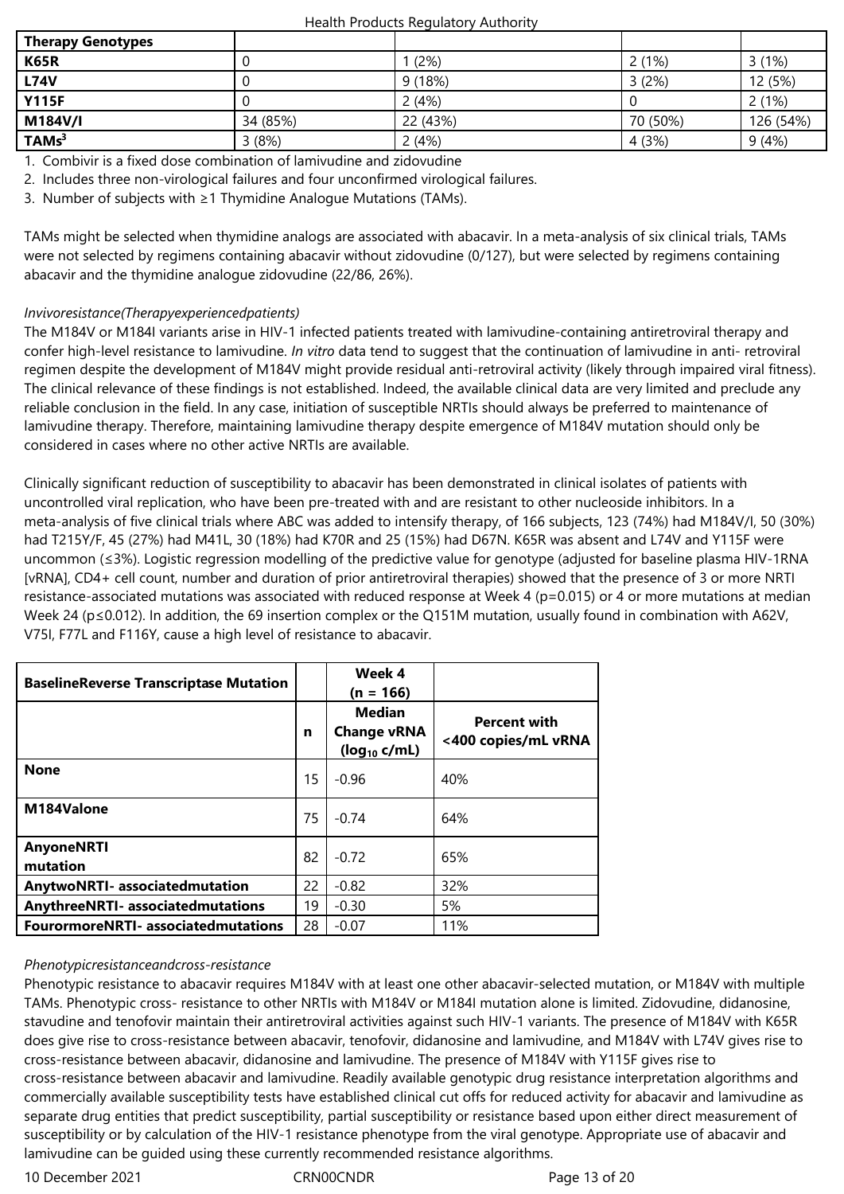| Therapy Genotypes | | | | |
|---|---|---|---|---|
| K65R | 0 | 1 (2%) | 2 (1%) | 3 (1%) |
| L74V | 0 | 9 (18%) | 3 (2%) | 12 (5%) |
| Y115F | 0 | 2 (4%) | 0 | 2 (1%) |
| M184V/I | 34 (85%) | 22 (43%) | 70 (50%) | 126 (54%) |
| TAMs[3] | 3 (8%) | 2 (4%) | 4 (3%) | 9 (4%) |

1. Combivir is a fixed dose combination of lamivudine and zidovudine
2. Includes three non-virological failures and four unconfirmed virological failures.
3. Number of subjects with ≥1 Thymidine Analogue Mutations (TAMs).

TAMs might be selected when thymidine analogs are associated with abacavir. In a meta-analysis of six clinical trials, TAMs were not selected by regimens containing abacavir without zidovudine (0/127), but were selected by regimens containing abacavir and the thymidine analogue zidovudine (22/86, 26%).

*Invivoresistance(Therapyexperiencedpatients)*

The M184V or M184I variants arise in HIV-1 infected patients treated with lamivudine-containing antiretroviral therapy and confer high-level resistance to lamivudine. *In vitro* data tend to suggest that the continuation of lamivudine in anti- retroviral regimen despite the development of M184V might provide residual anti-retroviral activity (likely through impaired viral fitness). The clinical relevance of these findings is not established. Indeed, the available clinical data are very limited and preclude any reliable conclusion in the field. In any case, initiation of susceptible NRTIs should always be preferred to maintenance of lamivudine therapy. Therefore, maintaining lamivudine therapy despite emergence of M184V mutation should only be considered in cases where no other active NRTIs are available.

Clinically significant reduction of susceptibility to abacavir has been demonstrated in clinical isolates of patients with uncontrolled viral replication, who have been pre-treated with and are resistant to other nucleoside inhibitors. In a meta-analysis of five clinical trials where ABC was added to intensify therapy, of 166 subjects, 123 (74%) had M184V/I, 50 (30%) had T215Y/F, 45 (27%) had M41L, 30 (18%) had K70R and 25 (15%) had D67N. K65R was absent and L74V and Y115F were uncommon (≤3%). Logistic regression modelling of the predictive value for genotype (adjusted for baseline plasma HIV-1RNA [vRNA], CD4+ cell count, number and duration of prior antiretroviral therapies) showed that the presence of 3 or more NRTI resistance-associated mutations was associated with reduced response at Week 4 ($p=0.015$) or 4 or more mutations at median Week 24 ($p \leq 0.012$). In addition, the 69 insertion complex or the Q151M mutation, usually found in combination with A62V, V75I, F77L and F116Y, cause a high level of resistance to abacavir.

| BaselineReverse Transcriptase Mutation | | Week 4 (n = 166) | |
|---|---|---|---|
| | n | Median Change vRNA ($log_{10}$ c/mL) | Percent with <400 copies/mL vRNA |
| None | 15 | -0.96 | 40% |
| M184Valone | 75 | -0.74 | 64% |
| AnyoneNRTI mutation | 82 | -0.72 | 65% |
| AnytwoNRTI- associatedmutation | 22 | -0.82 | 32% |
| AnythreeNRTI- associatedmutations | 19 | -0.30 | 5% |
| FourormoreNRTI- associatedmutations | 28 | -0.07 | 11% |

*Phenotypicresistanceandcross-resistance*

Phenotypic resistance to abacavir requires M184V with at least one other abacavir-selected mutation, or M184V with multiple TAMs. Phenotypic cross- resistance to other NRTIs with M184V or M184I mutation alone is limited. Zidovudine, didanosine, stavudine and tenofovir maintain their antiretroviral activities against such HIV-1 variants. The presence of M184V with K65R does give rise to cross-resistance between abacavir, tenofovir, didanosine and lamivudine, and M184V with L74V gives rise to cross-resistance between abacavir, didanosine and lamivudine. The presence of M184V with Y115F gives rise to cross-resistance between abacavir and lamivudine. Readily available genotypic drug resistance interpretation algorithms and commercially available susceptibility tests have established clinical cut offs for reduced activity for abacavir and lamivudine as separate drug entities that predict susceptibility, partial susceptibility or resistance based upon either direct measurement of susceptibility or by calculation of the HIV-1 resistance phenotype from the viral genotype. Appropriate use of abacavir and lamivudine can be guided using these currently recommended resistance algorithms.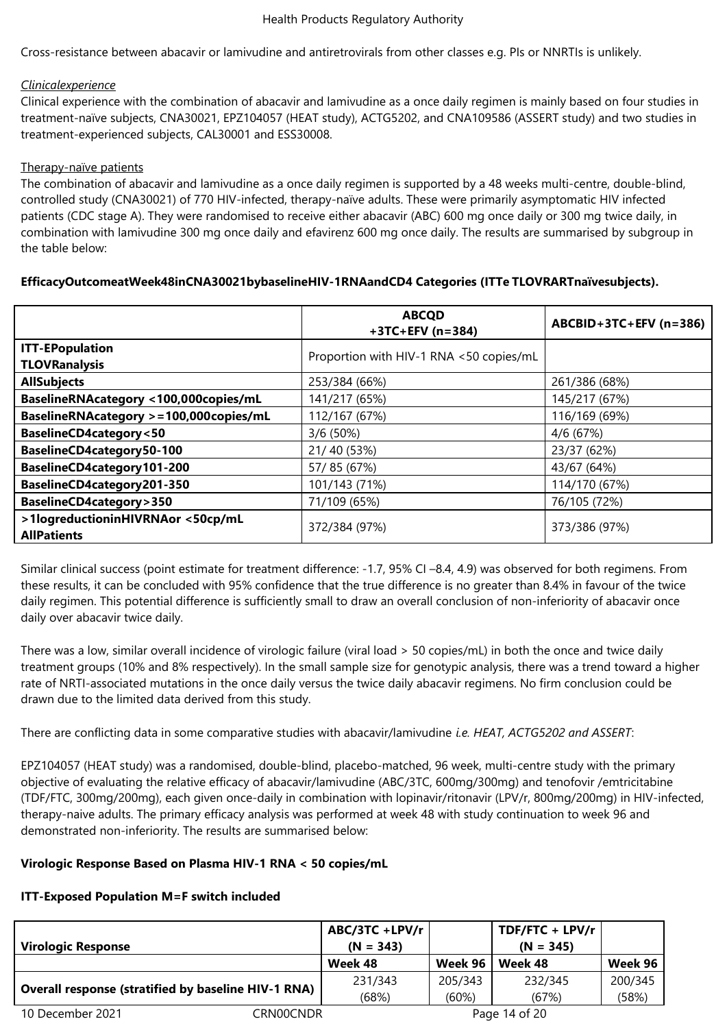Cross-resistance between abacavir or lamivudine and antiretrovirals from other classes e.g. PIs or NNRTIs is unlikely.

*Clinicalexperience*

Clinical experience with the combination of abacavir and lamivudine as a once daily regimen is mainly based on four studies in treatment-naïve subjects, CNA30021, EPZ104057 (HEAT study), ACTG5202, and CNA109586 (ASSERT study) and two studies in treatment-experienced subjects, CAL30001 and ESS30008.

Therapy-naïve patients

The combination of abacavir and lamivudine as a once daily regimen is supported by a 48 weeks multi-centre, double-blind, controlled study (CNA30021) of 770 HIV-infected, therapy-naïve adults. These were primarily asymptomatic HIV infected patients (CDC stage A). They were randomised to receive either abacavir (ABC) 600 mg once daily or 300 mg twice daily, in combination with lamivudine 300 mg once daily and efavirenz 600 mg once daily. The results are summarised by subgroup in the table below:

**EfficacyOutcomeatWeek48inCNA30021bybaselineHIV-1RNAandCD4 Categories (ITTe TLOVRARTnaïvesubjects).**

| | ABCQD +3TC+EFV (n=384) | ABCBID+3TC+EFV (n=386) |
|---|---|---|
| **ITT-EPopulation TLOVRanalysis** | Proportion with HIV-1 RNA <50 copies/mL | |
| **AllSubjects** | 253/384 (66%) | 261/386 (68%) |
| **BaselineRNAcategory <100,000copies/mL** | 141/217 (65%) | 145/217 (67%) |
| **BaselineRNAcategory >=100,000copies/mL** | 112/167 (67%) | 116/169 (69%) |
| **BaselineCD4category<50** | 3/6 (50%) | 4/6 (67%) |
| **BaselineCD4category50-100** | 21/ 40 (53%) | 23/37 (62%) |
| **BaselineCD4category101-200** | 57/ 85 (67%) | 43/67 (64%) |
| **BaselineCD4category201-350** | 101/143 (71%) | 114/170 (67%) |
| **BaselineCD4category>350** | 71/109 (65%) | 76/105 (72%) |
| **>1logreductioninHIVRNAor <50cp/mL AllPatients** | 372/384 (97%) | 373/386 (97%) |

Similar clinical success (point estimate for treatment difference: -1.7, 95% CI –8.4, 4.9) was observed for both regimens. From these results, it can be concluded with 95% confidence that the true difference is no greater than 8.4% in favour of the twice daily regimen. This potential difference is sufficiently small to draw an overall conclusion of non-inferiority of abacavir once daily over abacavir twice daily.

There was a low, similar overall incidence of virologic failure (viral load > 50 copies/mL) in both the once and twice daily treatment groups (10% and 8% respectively). In the small sample size for genotypic analysis, there was a trend toward a higher rate of NRTI-associated mutations in the once daily versus the twice daily abacavir regimens. No firm conclusion could be drawn due to the limited data derived from this study.

There are conflicting data in some comparative studies with abacavir/lamivudine *i.e. HEAT, ACTG5202 and ASSERT*:

EPZ104057 (HEAT study) was a randomised, double-blind, placebo-matched, 96 week, multi-centre study with the primary objective of evaluating the relative efficacy of abacavir/lamivudine (ABC/3TC, 600mg/300mg) and tenofovir /emtricitabine (TDF/FTC, 300mg/200mg), each given once-daily in combination with lopinavir/ritonavir (LPV/r, 800mg/200mg) in HIV-infected, therapy-naive adults. The primary efficacy analysis was performed at week 48 with study continuation to week 96 and demonstrated non-inferiority. The results are summarised below:

**Virologic Response Based on Plasma HIV-1 RNA < 50 copies/mL**

**ITT-Exposed Population M=F switch included**

| Virologic Response | ABC/3TC +LPV/r (N = 343) | | TDF/FTC + LPV/r (N = 345) | |
|---|---|---|---|---|
| | Week 48 | Week 96 | Week 48 | Week 96 |
| **Overall response (stratified by baseline HIV-1 RNA)** | 231/343 (68%) | 205/343 (60%) | 232/345 (67%) | 200/345 (58%) |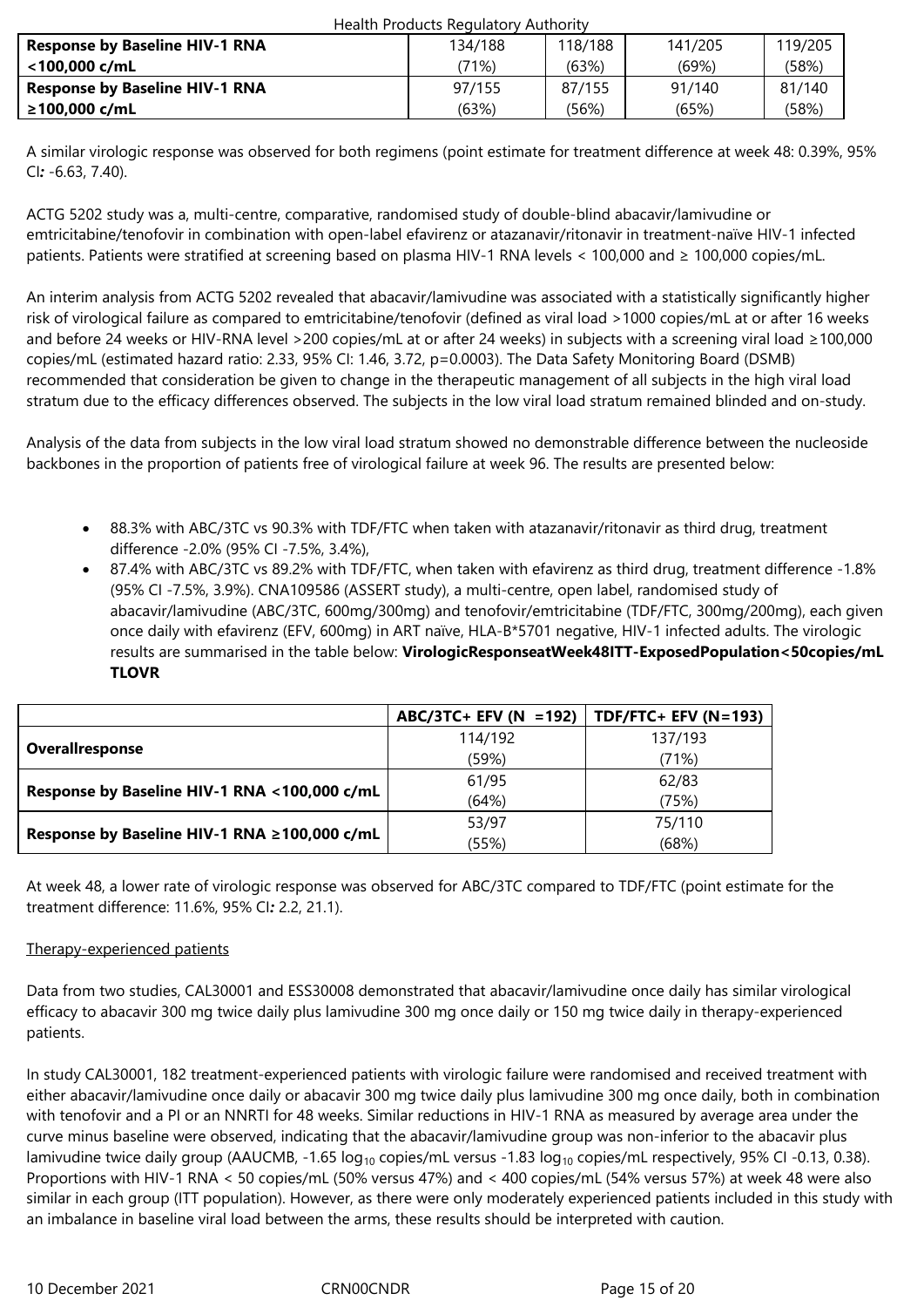| Response by Baseline HIV-1 RNA <100,000 c/mL | 134/188 (71%) | 118/188 (63%) | 141/205 (69%) | 119/205 (58%) |
|---|---|---|---|---|
| Response by Baseline HIV-1 RNA ≥100,000 c/mL | 97/155 (63%) | 87/155 (56%) | 91/140 (65%) | 81/140 (58%) |

A similar virologic response was observed for both regimens (point estimate for treatment difference at week 48: 0.39%, 95% CI*:* -6.63, 7.40).

ACTG 5202 study was a, multi-centre, comparative, randomised study of double-blind abacavir/lamivudine or emtricitabine/tenofovir in combination with open-label efavirenz or atazanavir/ritonavir in treatment-naïve HIV-1 infected patients. Patients were stratified at screening based on plasma HIV-1 RNA levels < 100,000 and ≥ 100,000 copies/mL.

An interim analysis from ACTG 5202 revealed that abacavir/lamivudine was associated with a statistically significantly higher risk of virological failure as compared to emtricitabine/tenofovir (defined as viral load >1000 copies/mL at or after 16 weeks and before 24 weeks or HIV-RNA level >200 copies/mL at or after 24 weeks) in subjects with a screening viral load ≥100,000 copies/mL (estimated hazard ratio: 2.33, 95% CI: 1.46, 3.72, p=0.0003). The Data Safety Monitoring Board (DSMB) recommended that consideration be given to change in the therapeutic management of all subjects in the high viral load stratum due to the efficacy differences observed. The subjects in the low viral load stratum remained blinded and on-study.

Analysis of the data from subjects in the low viral load stratum showed no demonstrable difference between the nucleoside backbones in the proportion of patients free of virological failure at week 96. The results are presented below:

- 88.3% with ABC/3TC vs 90.3% with TDF/FTC when taken with atazanavir/ritonavir as third drug, treatment difference -2.0% (95% CI -7.5%, 3.4%),
- 87.4% with ABC/3TC vs 89.2% with TDF/FTC, when taken with efavirenz as third drug, treatment difference -1.8% (95% CI -7.5%, 3.9%). CNA109586 (ASSERT study), a multi-centre, open label, randomised study of abacavir/lamivudine (ABC/3TC, 600mg/300mg) and tenofovir/emtricitabine (TDF/FTC, 300mg/200mg), each given once daily with efavirenz (EFV, 600mg) in ART naïve, HLA-B*5701 negative, HIV-1 infected adults. The virologic results are summarised in the table below: **VirologicResponseatWeek48ITT-ExposedPopulation<50copies/mL TLOVR**

| | ABC/3TC+ EFV (N =192) | TDF/FTC+ EFV (N=193) |
|---|---|---|
| **Overallresponse** | 114/192 (59%) | 137/193 (71%) |
| **Response by Baseline HIV-1 RNA <100,000 c/mL** | 61/95 (64%) | 62/83 (75%) |
| **Response by Baseline HIV-1 RNA ≥100,000 c/mL** | 53/97 (55%) | 75/110 (68%) |

At week 48, a lower rate of virologic response was observed for ABC/3TC compared to TDF/FTC (point estimate for the treatment difference: 11.6%, 95% CI*:* 2.2, 21.1).

Therapy-experienced patients

Data from two studies, CAL30001 and ESS30008 demonstrated that abacavir/lamivudine once daily has similar virological efficacy to abacavir 300 mg twice daily plus lamivudine 300 mg once daily or 150 mg twice daily in therapy-experienced patients.

In study CAL30001, 182 treatment-experienced patients with virologic failure were randomised and received treatment with either abacavir/lamivudine once daily or abacavir 300 mg twice daily plus lamivudine 300 mg once daily, both in combination with tenofovir and a PI or an NNRTI for 48 weeks. Similar reductions in HIV-1 RNA as measured by average area under the curve minus baseline were observed, indicating that the abacavir/lamivudine group was non-inferior to the abacavir plus lamivudine twice daily group (AAUCMB, -1.65 $\log_{10}$ copies/mL versus -1.83 $\log_{10}$ copies/mL respectively, 95% CI -0.13, 0.38). Proportions with HIV-1 RNA < 50 copies/mL (50% versus 47%) and < 400 copies/mL (54% versus 57%) at week 48 were also similar in each group (ITT population). However, as there were only moderately experienced patients included in this study with an imbalance in baseline viral load between the arms, these results should be interpreted with caution.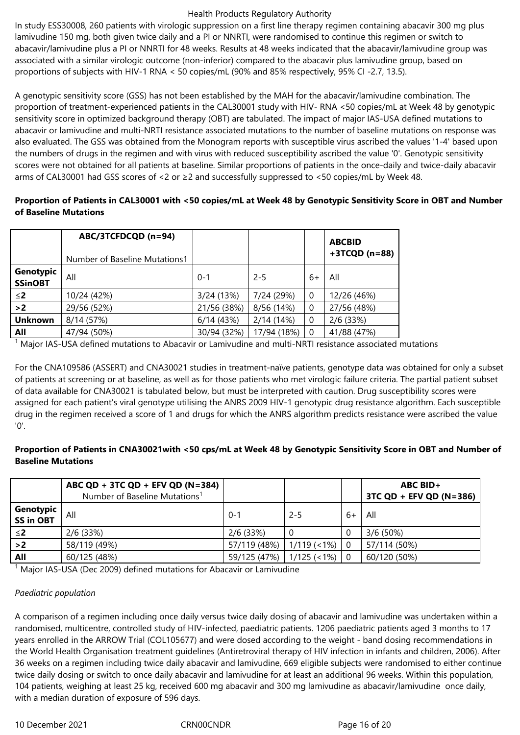In study ESS30008, 260 patients with virologic suppression on a first line therapy regimen containing abacavir 300 mg plus lamivudine 150 mg, both given twice daily and a PI or NNRTI, were randomised to continue this regimen or switch to abacavir/lamivudine plus a PI or NNRTI for 48 weeks. Results at 48 weeks indicated that the abacavir/lamivudine group was associated with a similar virologic outcome (non-inferior) compared to the abacavir plus lamivudine group, based on proportions of subjects with HIV-1 RNA < 50 copies/mL (90% and 85% respectively, 95% CI -2.7, 13.5).

A genotypic sensitivity score (GSS) has not been established by the MAH for the abacavir/lamivudine combination. The proportion of treatment-experienced patients in the CAL30001 study with HIV- RNA <50 copies/mL at Week 48 by genotypic sensitivity score in optimized background therapy (OBT) are tabulated. The impact of major IAS-USA defined mutations to abacavir or lamivudine and multi-NRTI resistance associated mutations to the number of baseline mutations on response was also evaluated. The GSS was obtained from the Monogram reports with susceptible virus ascribed the values '1-4' based upon the numbers of drugs in the regimen and with virus with reduced susceptibility ascribed the value '0'. Genotypic sensitivity scores were not obtained for all patients at baseline. Similar proportions of patients in the once-daily and twice-daily abacavir arms of CAL30001 had GSS scores of <2 or ≥2 and successfully suppressed to <50 copies/mL by Week 48.

**Proportion of Patients in CAL30001 with <50 copies/mL at Week 48 by Genotypic Sensitivity Score in OBT and Number of Baseline Mutations**

| | ABC/3TCFDCQD (n=94) Number of Baseline Mutations[1] | | | | ABCBID +3TCQD (n=88) |
|---|---|---|---|---|---|
| **Genotypic SSinOBT** | All | 0-1 | 2-5 | 6+ | All |
| **≤2** | 10/24 (42%) | 3/24 (13%) | 7/24 (29%) | 0 | 12/26 (46%) |
| **>2** | 29/56 (52%) | 21/56 (38%) | 8/56 (14%) | 0 | 27/56 (48%) |
| **Unknown** | 8/14 (57%) | 6/14 (43%) | 2/14 (14%) | 0 | 2/6 (33%) |
| **All** | 47/94 (50%) | 30/94 (32%) | 17/94 (18%) | 0 | 41/88 (47%) |

[1] Major IAS-USA defined mutations to Abacavir or Lamivudine and multi-NRTI resistance associated mutations

For the CNA109586 (ASSERT) and CNA30021 studies in treatment-naïve patients, genotype data was obtained for only a subset of patients at screening or at baseline, as well as for those patients who met virologic failure criteria. The partial patient subset of data available for CNA30021 is tabulated below, but must be interpreted with caution. Drug susceptibility scores were assigned for each patient's viral genotype utilising the ANRS 2009 HIV-1 genotypic drug resistance algorithm. Each susceptible drug in the regimen received a score of 1 and drugs for which the ANRS algorithm predicts resistance were ascribed the value '0'.

**Proportion of Patients in CNA30021with <50 cps/mL at Week 48 by Genotypic Sensitivity Score in OBT and Number of Baseline Mutations**

| | ABC QD + 3TC QD + EFV QD (N=384) Number of Baseline Mutations[1] | | | | ABC BID+ 3TC QD + EFV QD (N=386) |
|---|---|---|---|---|---|
| **Genotypic SS in OBT** | All | 0-1 | 2-5 | 6+ | All |
| **≤2** | 2/6 (33%) | 2/6 (33%) | 0 | 0 | 3/6 (50%) |
| **>2** | 58/119 (49%) | 57/119 (48%) | 1/119 (<1%) | 0 | 57/114 (50%) |
| **All** | 60/125 (48%) | 59/125 (47%) | 1/125 (<1%) | 0 | 60/120 (50%) |

[1] Major IAS-USA (Dec 2009) defined mutations for Abacavir or Lamivudine

*Paediatric population*

A comparison of a regimen including once daily versus twice daily dosing of abacavir and lamivudine was undertaken within a randomised, multicentre, controlled study of HIV-infected, paediatric patients. 1206 paediatric patients aged 3 months to 17 years enrolled in the ARROW Trial (COL105677) and were dosed according to the weight - band dosing recommendations in the World Health Organisation treatment guidelines (Antiretroviral therapy of HIV infection in infants and children, 2006). After 36 weeks on a regimen including twice daily abacavir and lamivudine, 669 eligible subjects were randomised to either continue twice daily dosing or switch to once daily abacavir and lamivudine for at least an additional 96 weeks. Within this population, 104 patients, weighing at least 25 kg, received 600 mg abacavir and 300 mg lamivudine as abacavir/lamivudine once daily, with a median duration of exposure of 596 days.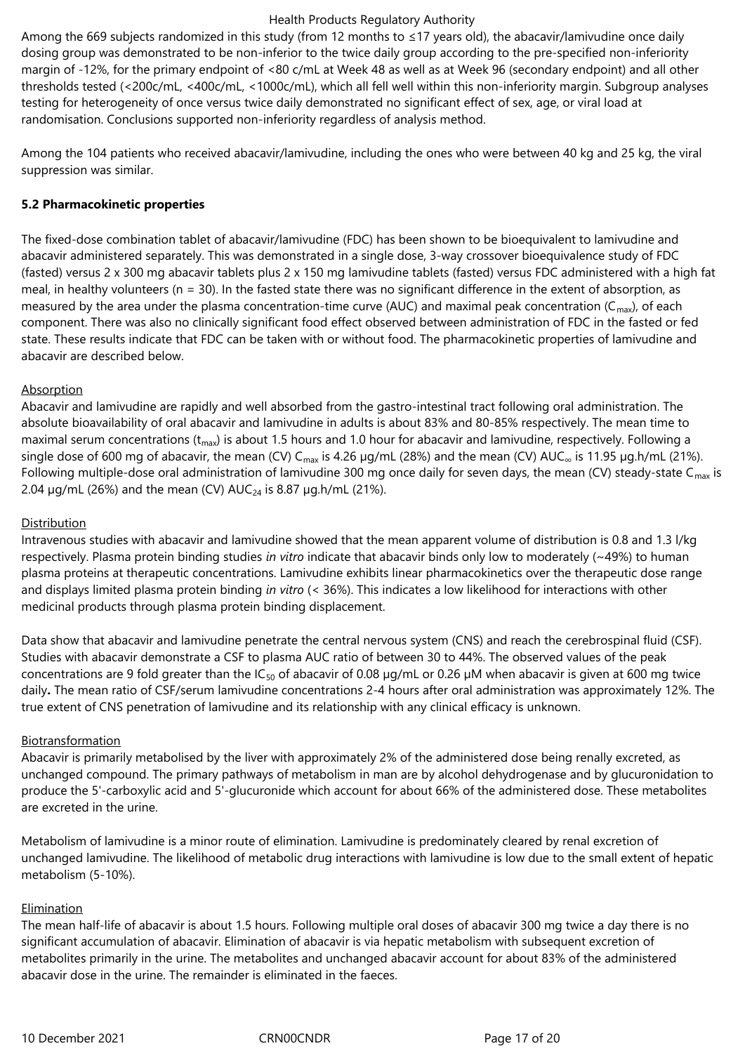Among the 669 subjects randomized in this study (from 12 months to ≤17 years old), the abacavir/lamivudine once daily dosing group was demonstrated to be non-inferior to the twice daily group according to the pre-specified non-inferiority margin of -12%, for the primary endpoint of <80 c/mL at Week 48 as well as at Week 96 (secondary endpoint) and all other thresholds tested (<200c/mL, <400c/mL, <1000c/mL), which all fell well within this non-inferiority margin. Subgroup analyses testing for heterogeneity of once versus twice daily demonstrated no significant effect of sex, age, or viral load at randomisation. Conclusions supported non-inferiority regardless of analysis method.

Among the 104 patients who received abacavir/lamivudine, including the ones who were between 40 kg and 25 kg, the viral suppression was similar.

**5.2 Pharmacokinetic properties**

The fixed-dose combination tablet of abacavir/lamivudine (FDC) has been shown to be bioequivalent to lamivudine and abacavir administered separately. This was demonstrated in a single dose, 3-way crossover bioequivalence study of FDC (fasted) versus 2 x 300 mg abacavir tablets plus 2 x 150 mg lamivudine tablets (fasted) versus FDC administered with a high fat meal, in healthy volunteers (n = 30). In the fasted state there was no significant difference in the extent of absorption, as measured by the area under the plasma concentration-time curve (AUC) and maximal peak concentration ($C_{max}$), of each component. There was also no clinically significant food effect observed between administration of FDC in the fasted or fed state. These results indicate that FDC can be taken with or without food. The pharmacokinetic properties of lamivudine and abacavir are described below.

Absorption

Abacavir and lamivudine are rapidly and well absorbed from the gastro-intestinal tract following oral administration. The absolute bioavailability of oral abacavir and lamivudine in adults is about 83% and 80-85% respectively. The mean time to maximal serum concentrations ($t_{max}$) is about 1.5 hours and 1.0 hour for abacavir and lamivudine, respectively. Following a single dose of 600 mg of abacavir, the mean (CV) $C_{max}$ is 4.26 µg/mL (28%) and the mean (CV) $AUC_{\infty}$ is 11.95 µg.h/mL (21%). Following multiple-dose oral administration of lamivudine 300 mg once daily for seven days, the mean (CV) steady-state $C_{max}$ is 2.04 µg/mL (26%) and the mean (CV) $AUC_{24}$ is 8.87 µg.h/mL (21%).

Distribution

Intravenous studies with abacavir and lamivudine showed that the mean apparent volume of distribution is 0.8 and 1.3 l/kg respectively. Plasma protein binding studies *in vitro* indicate that abacavir binds only low to moderately (~49%) to human plasma proteins at therapeutic concentrations. Lamivudine exhibits linear pharmacokinetics over the therapeutic dose range and displays limited plasma protein binding *in vitro* (< 36%). This indicates a low likelihood for interactions with other medicinal products through plasma protein binding displacement.

Data show that abacavir and lamivudine penetrate the central nervous system (CNS) and reach the cerebrospinal fluid (CSF). Studies with abacavir demonstrate a CSF to plasma AUC ratio of between 30 to 44%. The observed values of the peak concentrations are 9 fold greater than the $IC_{50}$ of abacavir of 0.08 µg/mL or 0.26 µM when abacavir is given at 600 mg twice daily**.** The mean ratio of CSF/serum lamivudine concentrations 2-4 hours after oral administration was approximately 12%. The true extent of CNS penetration of lamivudine and its relationship with any clinical efficacy is unknown.

Biotransformation

Abacavir is primarily metabolised by the liver with approximately 2% of the administered dose being renally excreted, as unchanged compound. The primary pathways of metabolism in man are by alcohol dehydrogenase and by glucuronidation to produce the 5'-carboxylic acid and 5'-glucuronide which account for about 66% of the administered dose. These metabolites are excreted in the urine.

Metabolism of lamivudine is a minor route of elimination. Lamivudine is predominately cleared by renal excretion of unchanged lamivudine. The likelihood of metabolic drug interactions with lamivudine is low due to the small extent of hepatic metabolism (5-10%).

Elimination

The mean half-life of abacavir is about 1.5 hours. Following multiple oral doses of abacavir 300 mg twice a day there is no significant accumulation of abacavir. Elimination of abacavir is via hepatic metabolism with subsequent excretion of metabolites primarily in the urine. The metabolites and unchanged abacavir account for about 83% of the administered abacavir dose in the urine. The remainder is eliminated in the faeces.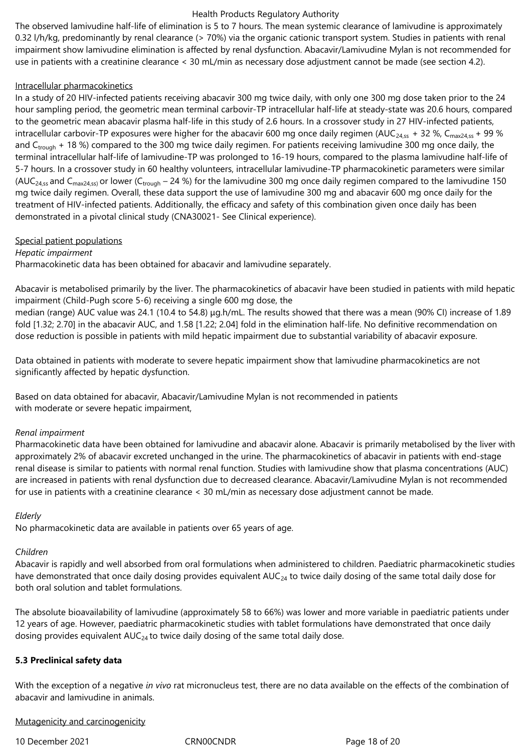The observed lamivudine half-life of elimination is 5 to 7 hours. The mean systemic clearance of lamivudine is approximately 0.32 l/h/kg, predominantly by renal clearance (> 70%) via the organic cationic transport system. Studies in patients with renal impairment show lamivudine elimination is affected by renal dysfunction. Abacavir/Lamivudine Mylan is not recommended for use in patients with a creatinine clearance < 30 mL/min as necessary dose adjustment cannot be made (see section 4.2).

Intracellular pharmacokinetics

In a study of 20 HIV-infected patients receiving abacavir 300 mg twice daily, with only one 300 mg dose taken prior to the 24 hour sampling period, the geometric mean terminal carbovir-TP intracellular half-life at steady-state was 20.6 hours, compared to the geometric mean abacavir plasma half-life in this study of 2.6 hours. In a crossover study in 27 HIV-infected patients, intracellular carbovir-TP exposures were higher for the abacavir 600 mg once daily regimen ($AUC_{24,ss}$ + 32 %, $C_{max24,ss}$ + 99 % and $C_{trough}$ + 18 %) compared to the 300 mg twice daily regimen. For patients receiving lamivudine 300 mg once daily, the terminal intracellular half-life of lamivudine-TP was prolonged to 16-19 hours, compared to the plasma lamivudine half-life of 5-7 hours. In a crossover study in 60 healthy volunteers, intracellular lamivudine-TP pharmacokinetic parameters were similar ($AUC_{24,ss}$ and $C_{max24,ss)}$ or lower ($C_{trough}$ – 24 %) for the lamivudine 300 mg once daily regimen compared to the lamivudine 150 mg twice daily regimen. Overall, these data support the use of lamivudine 300 mg and abacavir 600 mg once daily for the treatment of HIV-infected patients. Additionally, the efficacy and safety of this combination given once daily has been demonstrated in a pivotal clinical study (CNA30021- See Clinical experience).

Special patient populations

*Hepatic impairment*

Pharmacokinetic data has been obtained for abacavir and lamivudine separately.

Abacavir is metabolised primarily by the liver. The pharmacokinetics of abacavir have been studied in patients with mild hepatic impairment (Child-Pugh score 5-6) receiving a single 600 mg dose, the median (range) AUC value was 24.1 (10.4 to 54.8) µg.h/mL. The results showed that there was a mean (90% CI) increase of 1.89 fold [1.32; 2.70] in the abacavir AUC, and 1.58 [1.22; 2.04] fold in the elimination half-life. No definitive recommendation on dose reduction is possible in patients with mild hepatic impairment due to substantial variability of abacavir exposure.

Data obtained in patients with moderate to severe hepatic impairment show that lamivudine pharmacokinetics are not significantly affected by hepatic dysfunction.

Based on data obtained for abacavir, Abacavir/Lamivudine Mylan is not recommended in patients with moderate or severe hepatic impairment,

*Renal impairment*

Pharmacokinetic data have been obtained for lamivudine and abacavir alone. Abacavir is primarily metabolised by the liver with approximately 2% of abacavir excreted unchanged in the urine. The pharmacokinetics of abacavir in patients with end-stage renal disease is similar to patients with normal renal function. Studies with lamivudine show that plasma concentrations (AUC) are increased in patients with renal dysfunction due to decreased clearance. Abacavir/Lamivudine Mylan is not recommended for use in patients with a creatinine clearance < 30 mL/min as necessary dose adjustment cannot be made.

*Elderly*

No pharmacokinetic data are available in patients over 65 years of age.

*Children*

Abacavir is rapidly and well absorbed from oral formulations when administered to children. Paediatric pharmacokinetic studies have demonstrated that once daily dosing provides equivalent $AUC_{24}$ to twice daily dosing of the same total daily dose for both oral solution and tablet formulations.

The absolute bioavailability of lamivudine (approximately 58 to 66%) was lower and more variable in paediatric patients under 12 years of age. However, paediatric pharmacokinetic studies with tablet formulations have demonstrated that once daily dosing provides equivalent $AUC_{24}$ to twice daily dosing of the same total daily dose.

**5.3 Preclinical safety data**

With the exception of a negative *in vivo* rat micronucleus test, there are no data available on the effects of the combination of abacavir and lamivudine in animals.

Mutagenicity and carcinogenicity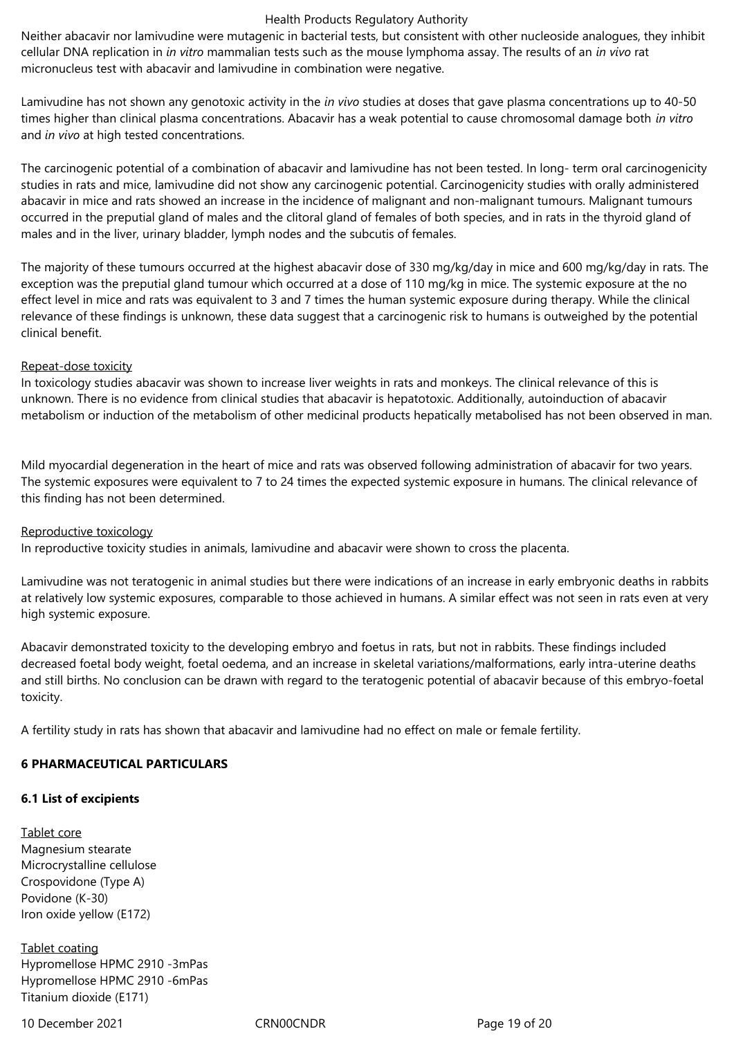Neither abacavir nor lamivudine were mutagenic in bacterial tests, but consistent with other nucleoside analogues, they inhibit cellular DNA replication in *in vitro* mammalian tests such as the mouse lymphoma assay. The results of an *in vivo* rat micronucleus test with abacavir and lamivudine in combination were negative.

Lamivudine has not shown any genotoxic activity in the *in vivo* studies at doses that gave plasma concentrations up to 40-50 times higher than clinical plasma concentrations. Abacavir has a weak potential to cause chromosomal damage both *in vitro* and *in vivo* at high tested concentrations.

The carcinogenic potential of a combination of abacavir and lamivudine has not been tested. In long- term oral carcinogenicity studies in rats and mice, lamivudine did not show any carcinogenic potential. Carcinogenicity studies with orally administered abacavir in mice and rats showed an increase in the incidence of malignant and non-malignant tumours. Malignant tumours occurred in the preputial gland of males and the clitoral gland of females of both species, and in rats in the thyroid gland of males and in the liver, urinary bladder, lymph nodes and the subcutis of females.

The majority of these tumours occurred at the highest abacavir dose of 330 mg/kg/day in mice and 600 mg/kg/day in rats. The exception was the preputial gland tumour which occurred at a dose of 110 mg/kg in mice. The systemic exposure at the no effect level in mice and rats was equivalent to 3 and 7 times the human systemic exposure during therapy. While the clinical relevance of these findings is unknown, these data suggest that a carcinogenic risk to humans is outweighed by the potential clinical benefit.

Repeat-dose toxicity

In toxicology studies abacavir was shown to increase liver weights in rats and monkeys. The clinical relevance of this is unknown. There is no evidence from clinical studies that abacavir is hepatotoxic. Additionally, autoinduction of abacavir metabolism or induction of the metabolism of other medicinal products hepatically metabolised has not been observed in man.

Mild myocardial degeneration in the heart of mice and rats was observed following administration of abacavir for two years. The systemic exposures were equivalent to 7 to 24 times the expected systemic exposure in humans. The clinical relevance of this finding has not been determined.

Reproductive toxicology

In reproductive toxicity studies in animals, lamivudine and abacavir were shown to cross the placenta.

Lamivudine was not teratogenic in animal studies but there were indications of an increase in early embryonic deaths in rabbits at relatively low systemic exposures, comparable to those achieved in humans. A similar effect was not seen in rats even at very high systemic exposure.

Abacavir demonstrated toxicity to the developing embryo and foetus in rats, but not in rabbits. These findings included decreased foetal body weight, foetal oedema, and an increase in skeletal variations/malformations, early intra-uterine deaths and still births. No conclusion can be drawn with regard to the teratogenic potential of abacavir because of this embryo-foetal toxicity.

A fertility study in rats has shown that abacavir and lamivudine had no effect on male or female fertility.

## 6 PHARMACEUTICAL PARTICULARS

### 6.1 List of excipients

Tablet core
Magnesium stearate
Microcrystalline cellulose
Crospovidone (Type A)
Povidone (K-30)
Iron oxide yellow (E172)

Tablet coating
Hypromellose HPMC 2910 -3mPas
Hypromellose HPMC 2910 -6mPas
Titanium dioxide (E171)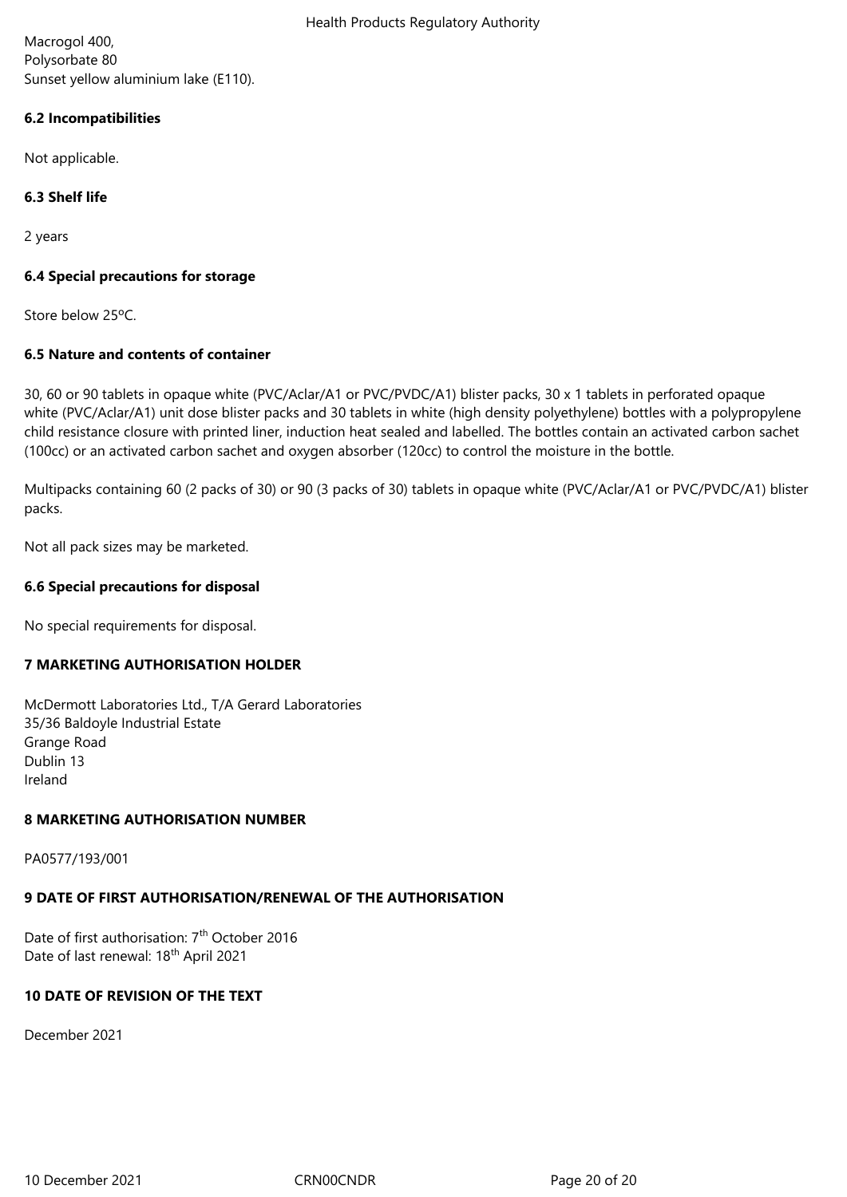Macrogol 400,
Polysorbate 80
Sunset yellow aluminium lake (E110).

### 6.2 Incompatibilities

Not applicable.

### 6.3 Shelf life

2 years

### 6.4 Special precautions for storage

Store below 25ºC.

### 6.5 Nature and contents of container

30, 60 or 90 tablets in opaque white (PVC/Aclar/A1 or PVC/PVDC/A1) blister packs, 30 x 1 tablets in perforated opaque white (PVC/Aclar/A1) unit dose blister packs and 30 tablets in white (high density polyethylene) bottles with a polypropylene child resistance closure with printed liner, induction heat sealed and labelled. The bottles contain an activated carbon sachet (100cc) or an activated carbon sachet and oxygen absorber (120cc) to control the moisture in the bottle.

Multipacks containing 60 (2 packs of 30) or 90 (3 packs of 30) tablets in opaque white (PVC/Aclar/A1 or PVC/PVDC/A1) blister packs.

Not all pack sizes may be marketed.

### 6.6 Special precautions for disposal

No special requirements for disposal.

## 7 MARKETING AUTHORISATION HOLDER

McDermott Laboratories Ltd., T/A Gerard Laboratories
35/36 Baldoyle Industrial Estate
Grange Road
Dublin 13
Ireland

## 8 MARKETING AUTHORISATION NUMBER

PA0577/193/001

## 9 DATE OF FIRST AUTHORISATION/RENEWAL OF THE AUTHORISATION

Date of first authorisation: 7th October 2016
Date of last renewal: 18th April 2021

## 10 DATE OF REVISION OF THE TEXT

December 2021